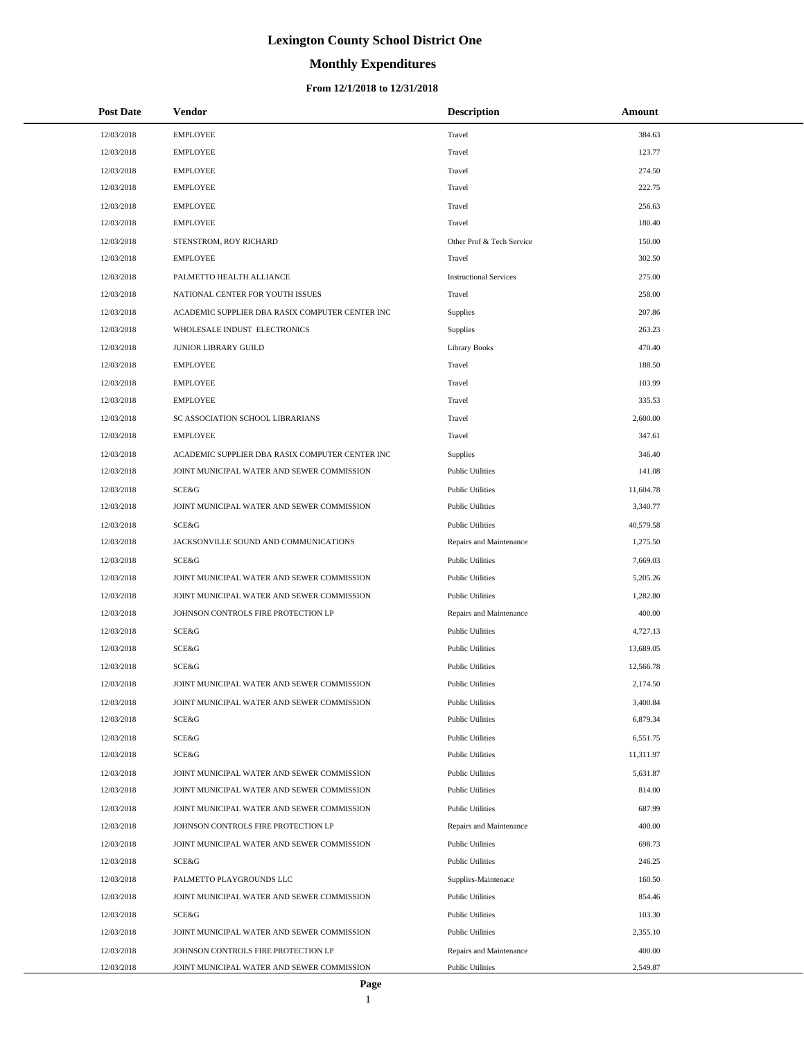# Lexington County School District One

## Monthly Expenditures

### From 12/1/2018 to 12/31/2018

| Post Date | Vendor | Description | Amount |
|---|---|---|---|
| 12/03/2018 | EMPLOYEE | Travel | 384.63 |
| 12/03/2018 | EMPLOYEE | Travel | 123.77 |
| 12/03/2018 | EMPLOYEE | Travel | 274.50 |
| 12/03/2018 | EMPLOYEE | Travel | 222.75 |
| 12/03/2018 | EMPLOYEE | Travel | 256.63 |
| 12/03/2018 | EMPLOYEE | Travel | 180.40 |
| 12/03/2018 | STENSTROM, ROY RICHARD | Other Prof & Tech Service | 150.00 |
| 12/03/2018 | EMPLOYEE | Travel | 302.50 |
| 12/03/2018 | PALMETTO HEALTH ALLIANCE | Instructional Services | 275.00 |
| 12/03/2018 | NATIONAL CENTER FOR YOUTH ISSUES | Travel | 258.00 |
| 12/03/2018 | ACADEMIC SUPPLIER DBA RASIX COMPUTER CENTER INC | Supplies | 207.86 |
| 12/03/2018 | WHOLESALE INDUST ELECTRONICS | Supplies | 263.23 |
| 12/03/2018 | JUNIOR LIBRARY GUILD | Library Books | 470.40 |
| 12/03/2018 | EMPLOYEE | Travel | 188.50 |
| 12/03/2018 | EMPLOYEE | Travel | 103.99 |
| 12/03/2018 | EMPLOYEE | Travel | 335.53 |
| 12/03/2018 | SC ASSOCIATION SCHOOL LIBRARIANS | Travel | 2,600.00 |
| 12/03/2018 | EMPLOYEE | Travel | 347.61 |
| 12/03/2018 | ACADEMIC SUPPLIER DBA RASIX COMPUTER CENTER INC | Supplies | 346.40 |
| 12/03/2018 | JOINT MUNICIPAL WATER AND SEWER COMMISSION | Public Utilities | 141.08 |
| 12/03/2018 | SCE&G | Public Utilities | 11,604.78 |
| 12/03/2018 | JOINT MUNICIPAL WATER AND SEWER COMMISSION | Public Utilities | 3,340.77 |
| 12/03/2018 | SCE&G | Public Utilities | 40,579.58 |
| 12/03/2018 | JACKSONVILLE SOUND AND COMMUNICATIONS | Repairs and Maintenance | 1,275.50 |
| 12/03/2018 | SCE&G | Public Utilities | 7,669.03 |
| 12/03/2018 | JOINT MUNICIPAL WATER AND SEWER COMMISSION | Public Utilities | 5,205.26 |
| 12/03/2018 | JOINT MUNICIPAL WATER AND SEWER COMMISSION | Public Utilities | 1,282.80 |
| 12/03/2018 | JOHNSON CONTROLS FIRE PROTECTION LP | Repairs and Maintenance | 400.00 |
| 12/03/2018 | SCE&G | Public Utilities | 4,727.13 |
| 12/03/2018 | SCE&G | Public Utilities | 13,689.05 |
| 12/03/2018 | SCE&G | Public Utilities | 12,566.78 |
| 12/03/2018 | JOINT MUNICIPAL WATER AND SEWER COMMISSION | Public Utilities | 2,174.50 |
| 12/03/2018 | JOINT MUNICIPAL WATER AND SEWER COMMISSION | Public Utilities | 3,400.84 |
| 12/03/2018 | SCE&G | Public Utilities | 6,879.34 |
| 12/03/2018 | SCE&G | Public Utilities | 6,551.75 |
| 12/03/2018 | SCE&G | Public Utilities | 11,311.97 |
| 12/03/2018 | JOINT MUNICIPAL WATER AND SEWER COMMISSION | Public Utilities | 5,631.87 |
| 12/03/2018 | JOINT MUNICIPAL WATER AND SEWER COMMISSION | Public Utilities | 814.00 |
| 12/03/2018 | JOINT MUNICIPAL WATER AND SEWER COMMISSION | Public Utilities | 687.99 |
| 12/03/2018 | JOHNSON CONTROLS FIRE PROTECTION LP | Repairs and Maintenance | 400.00 |
| 12/03/2018 | JOINT MUNICIPAL WATER AND SEWER COMMISSION | Public Utilities | 698.73 |
| 12/03/2018 | SCE&G | Public Utilities | 246.25 |
| 12/03/2018 | PALMETTO PLAYGROUNDS LLC | Supplies-Maintenace | 160.50 |
| 12/03/2018 | JOINT MUNICIPAL WATER AND SEWER COMMISSION | Public Utilities | 854.46 |
| 12/03/2018 | SCE&G | Public Utilities | 103.30 |
| 12/03/2018 | JOINT MUNICIPAL WATER AND SEWER COMMISSION | Public Utilities | 2,355.10 |
| 12/03/2018 | JOHNSON CONTROLS FIRE PROTECTION LP | Repairs and Maintenance | 400.00 |
| 12/03/2018 | JOINT MUNICIPAL WATER AND SEWER COMMISSION | Public Utilities | 2,549.87 |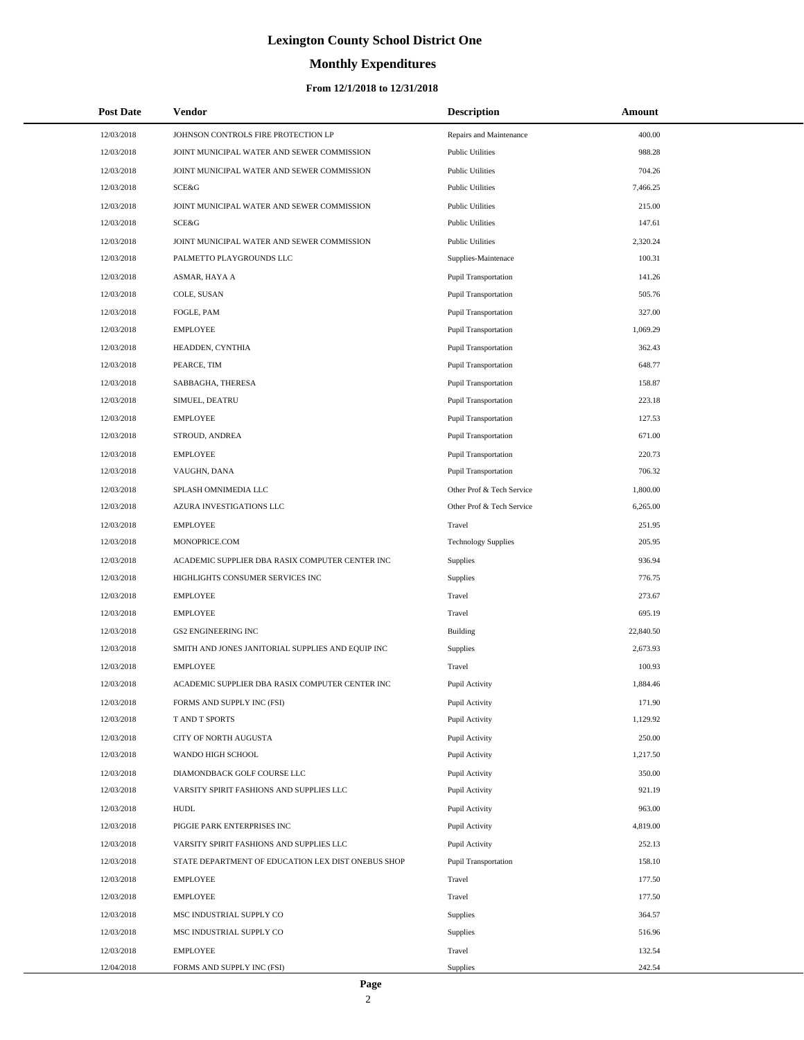# Lexington County School District One

## Monthly Expenditures

### From 12/1/2018 to 12/31/2018

| Post Date | Vendor | Description | Amount |
|---|---|---|---|
| 12/03/2018 | JOHNSON CONTROLS FIRE PROTECTION LP | Repairs and Maintenance | 400.00 |
| 12/03/2018 | JOINT MUNICIPAL WATER AND SEWER COMMISSION | Public Utilities | 988.28 |
| 12/03/2018 | JOINT MUNICIPAL WATER AND SEWER COMMISSION | Public Utilities | 704.26 |
| 12/03/2018 | SCE&G | Public Utilities | 7,466.25 |
| 12/03/2018 | JOINT MUNICIPAL WATER AND SEWER COMMISSION | Public Utilities | 215.00 |
| 12/03/2018 | SCE&G | Public Utilities | 147.61 |
| 12/03/2018 | JOINT MUNICIPAL WATER AND SEWER COMMISSION | Public Utilities | 2,320.24 |
| 12/03/2018 | PALMETTO PLAYGROUNDS LLC | Supplies-Maintenace | 100.31 |
| 12/03/2018 | ASMAR, HAYA A | Pupil Transportation | 141.26 |
| 12/03/2018 | COLE, SUSAN | Pupil Transportation | 505.76 |
| 12/03/2018 | FOGLE, PAM | Pupil Transportation | 327.00 |
| 12/03/2018 | EMPLOYEE | Pupil Transportation | 1,069.29 |
| 12/03/2018 | HEADDEN, CYNTHIA | Pupil Transportation | 362.43 |
| 12/03/2018 | PEARCE, TIM | Pupil Transportation | 648.77 |
| 12/03/2018 | SABBAGHA, THERESA | Pupil Transportation | 158.87 |
| 12/03/2018 | SIMUEL, DEATRU | Pupil Transportation | 223.18 |
| 12/03/2018 | EMPLOYEE | Pupil Transportation | 127.53 |
| 12/03/2018 | STROUD, ANDREA | Pupil Transportation | 671.00 |
| 12/03/2018 | EMPLOYEE | Pupil Transportation | 220.73 |
| 12/03/2018 | VAUGHN, DANA | Pupil Transportation | 706.32 |
| 12/03/2018 | SPLASH OMNIMEDIA LLC | Other Prof & Tech Service | 1,800.00 |
| 12/03/2018 | AZURA INVESTIGATIONS LLC | Other Prof & Tech Service | 6,265.00 |
| 12/03/2018 | EMPLOYEE | Travel | 251.95 |
| 12/03/2018 | MONOPRICE.COM | Technology Supplies | 205.95 |
| 12/03/2018 | ACADEMIC SUPPLIER DBA RASIX COMPUTER CENTER INC | Supplies | 936.94 |
| 12/03/2018 | HIGHLIGHTS CONSUMER SERVICES INC | Supplies | 776.75 |
| 12/03/2018 | EMPLOYEE | Travel | 273.67 |
| 12/03/2018 | EMPLOYEE | Travel | 695.19 |
| 12/03/2018 | GS2 ENGINEERING INC | Building | 22,840.50 |
| 12/03/2018 | SMITH AND JONES JANITORIAL SUPPLIES AND EQUIP INC | Supplies | 2,673.93 |
| 12/03/2018 | EMPLOYEE | Travel | 100.93 |
| 12/03/2018 | ACADEMIC SUPPLIER DBA RASIX COMPUTER CENTER INC | Pupil Activity | 1,884.46 |
| 12/03/2018 | FORMS AND SUPPLY INC (FSI) | Pupil Activity | 171.90 |
| 12/03/2018 | T AND T SPORTS | Pupil Activity | 1,129.92 |
| 12/03/2018 | CITY OF NORTH AUGUSTA | Pupil Activity | 250.00 |
| 12/03/2018 | WANDO HIGH SCHOOL | Pupil Activity | 1,217.50 |
| 12/03/2018 | DIAMONDBACK GOLF COURSE LLC | Pupil Activity | 350.00 |
| 12/03/2018 | VARSITY SPIRIT FASHIONS AND SUPPLIES LLC | Pupil Activity | 921.19 |
| 12/03/2018 | HUDL | Pupil Activity | 963.00 |
| 12/03/2018 | PIGGIE PARK ENTERPRISES INC | Pupil Activity | 4,819.00 |
| 12/03/2018 | VARSITY SPIRIT FASHIONS AND SUPPLIES LLC | Pupil Activity | 252.13 |
| 12/03/2018 | STATE DEPARTMENT OF EDUCATION LEX DIST ONEBUS SHOP | Pupil Transportation | 158.10 |
| 12/03/2018 | EMPLOYEE | Travel | 177.50 |
| 12/03/2018 | EMPLOYEE | Travel | 177.50 |
| 12/03/2018 | MSC INDUSTRIAL SUPPLY CO | Supplies | 364.57 |
| 12/03/2018 | MSC INDUSTRIAL SUPPLY CO | Supplies | 516.96 |
| 12/03/2018 | EMPLOYEE | Travel | 132.54 |
| 12/04/2018 | FORMS AND SUPPLY INC (FSI) | Supplies | 242.54 |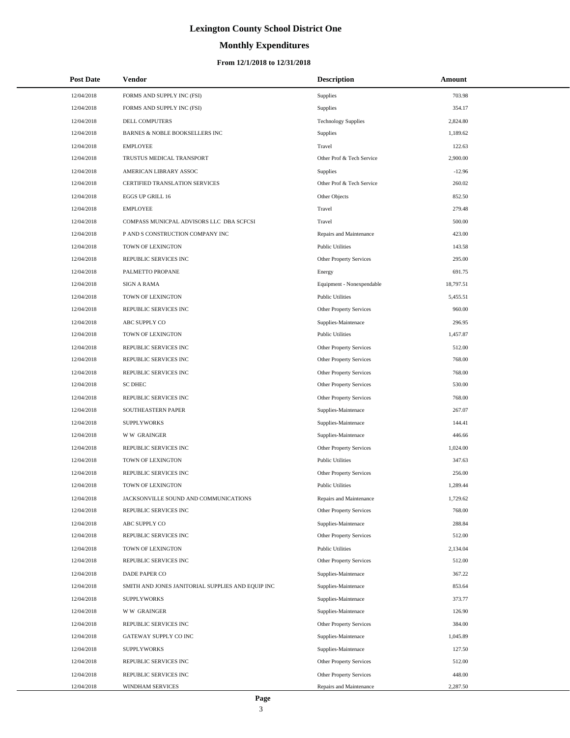# Lexington County School District One

## Monthly Expenditures

### From 12/1/2018 to 12/31/2018

| Post Date | Vendor | Description | Amount |
|---|---|---|---|
| 12/04/2018 | FORMS AND SUPPLY INC (FSI) | Supplies | 703.98 |
| 12/04/2018 | FORMS AND SUPPLY INC (FSI) | Supplies | 354.17 |
| 12/04/2018 | DELL COMPUTERS | Technology Supplies | 2,824.80 |
| 12/04/2018 | BARNES & NOBLE BOOKSELLERS INC | Supplies | 1,189.62 |
| 12/04/2018 | EMPLOYEE | Travel | 122.63 |
| 12/04/2018 | TRUSTUS MEDICAL TRANSPORT | Other Prof & Tech Service | 2,900.00 |
| 12/04/2018 | AMERICAN LIBRARY ASSOC | Supplies | -12.96 |
| 12/04/2018 | CERTIFIED TRANSLATION SERVICES | Other Prof & Tech Service | 260.02 |
| 12/04/2018 | EGGS UP GRILL 16 | Other Objects | 852.50 |
| 12/04/2018 | EMPLOYEE | Travel | 279.48 |
| 12/04/2018 | COMPASS MUNICPAL ADVISORS LLC DBA SCFCSI | Travel | 500.00 |
| 12/04/2018 | P AND S CONSTRUCTION COMPANY INC | Repairs and Maintenance | 423.00 |
| 12/04/2018 | TOWN OF LEXINGTON | Public Utilities | 143.58 |
| 12/04/2018 | REPUBLIC SERVICES INC | Other Property Services | 295.00 |
| 12/04/2018 | PALMETTO PROPANE | Energy | 691.75 |
| 12/04/2018 | SIGN A RAMA | Equipment - Nonexpendable | 18,797.51 |
| 12/04/2018 | TOWN OF LEXINGTON | Public Utilities | 5,455.51 |
| 12/04/2018 | REPUBLIC SERVICES INC | Other Property Services | 960.00 |
| 12/04/2018 | ABC SUPPLY CO | Supplies-Maintenace | 296.95 |
| 12/04/2018 | TOWN OF LEXINGTON | Public Utilities | 1,457.87 |
| 12/04/2018 | REPUBLIC SERVICES INC | Other Property Services | 512.00 |
| 12/04/2018 | REPUBLIC SERVICES INC | Other Property Services | 768.00 |
| 12/04/2018 | REPUBLIC SERVICES INC | Other Property Services | 768.00 |
| 12/04/2018 | SC DHEC | Other Property Services | 530.00 |
| 12/04/2018 | REPUBLIC SERVICES INC | Other Property Services | 768.00 |
| 12/04/2018 | SOUTHEASTERN PAPER | Supplies-Maintenace | 267.07 |
| 12/04/2018 | SUPPLYWORKS | Supplies-Maintenace | 144.41 |
| 12/04/2018 | W W GRAINGER | Supplies-Maintenace | 446.66 |
| 12/04/2018 | REPUBLIC SERVICES INC | Other Property Services | 1,024.00 |
| 12/04/2018 | TOWN OF LEXINGTON | Public Utilities | 347.63 |
| 12/04/2018 | REPUBLIC SERVICES INC | Other Property Services | 256.00 |
| 12/04/2018 | TOWN OF LEXINGTON | Public Utilities | 1,289.44 |
| 12/04/2018 | JACKSONVILLE SOUND AND COMMUNICATIONS | Repairs and Maintenance | 1,729.62 |
| 12/04/2018 | REPUBLIC SERVICES INC | Other Property Services | 768.00 |
| 12/04/2018 | ABC SUPPLY CO | Supplies-Maintenace | 288.84 |
| 12/04/2018 | REPUBLIC SERVICES INC | Other Property Services | 512.00 |
| 12/04/2018 | TOWN OF LEXINGTON | Public Utilities | 2,134.04 |
| 12/04/2018 | REPUBLIC SERVICES INC | Other Property Services | 512.00 |
| 12/04/2018 | DADE PAPER CO | Supplies-Maintenace | 367.22 |
| 12/04/2018 | SMITH AND JONES JANITORIAL SUPPLIES AND EQUIP INC | Supplies-Maintenace | 853.64 |
| 12/04/2018 | SUPPLYWORKS | Supplies-Maintenace | 373.77 |
| 12/04/2018 | W W GRAINGER | Supplies-Maintenace | 126.90 |
| 12/04/2018 | REPUBLIC SERVICES INC | Other Property Services | 384.00 |
| 12/04/2018 | GATEWAY SUPPLY CO INC | Supplies-Maintenace | 1,045.89 |
| 12/04/2018 | SUPPLYWORKS | Supplies-Maintenace | 127.50 |
| 12/04/2018 | REPUBLIC SERVICES INC | Other Property Services | 512.00 |
| 12/04/2018 | REPUBLIC SERVICES INC | Other Property Services | 448.00 |
| 12/04/2018 | WINDHAM SERVICES | Repairs and Maintenance | 2,287.50 |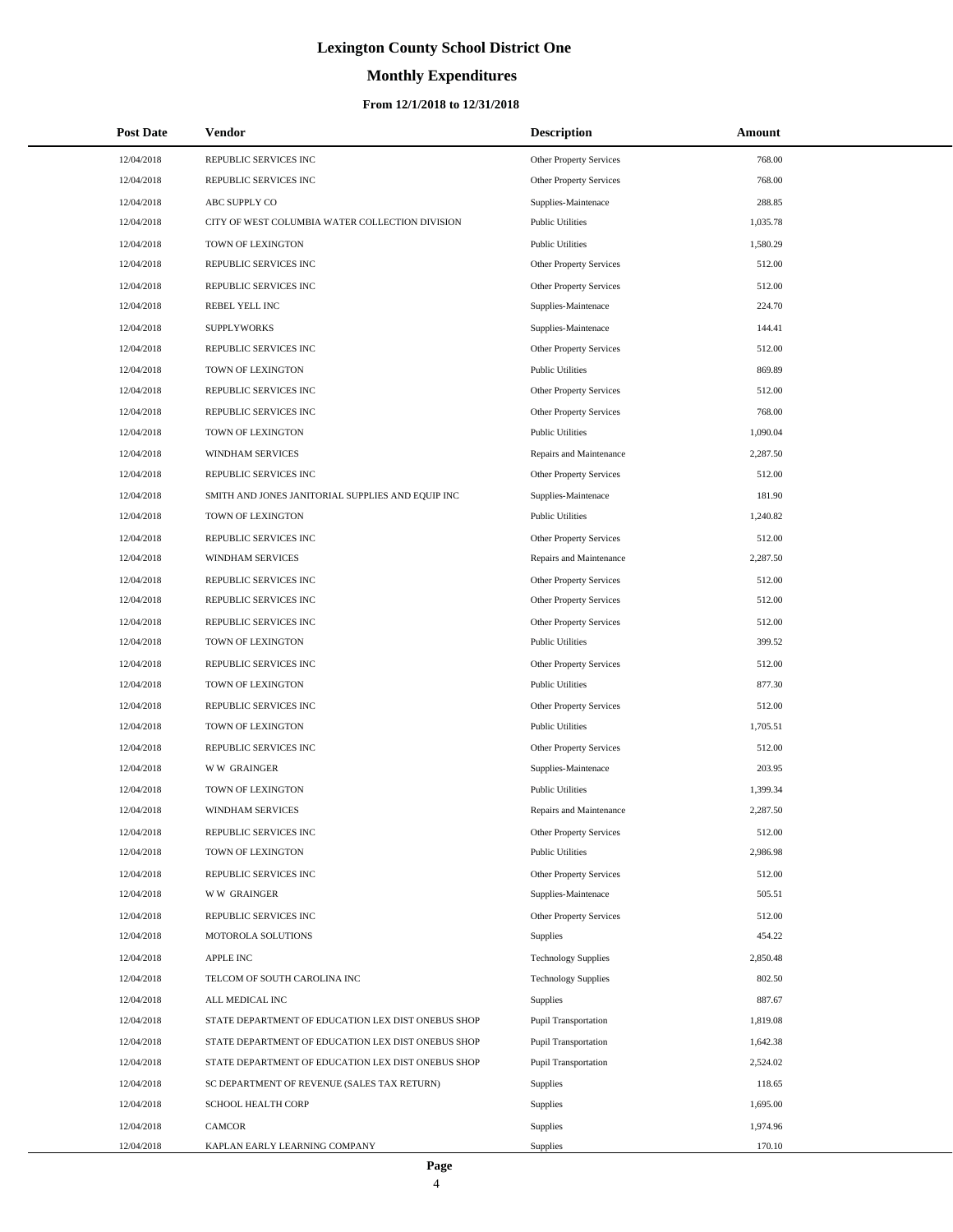# Lexington County School District One

## Monthly Expenditures

### From 12/1/2018 to 12/31/2018

| Post Date | Vendor | Description | Amount |
|---|---|---|---|
| 12/04/2018 | REPUBLIC SERVICES INC | Other Property Services | 768.00 |
| 12/04/2018 | REPUBLIC SERVICES INC | Other Property Services | 768.00 |
| 12/04/2018 | ABC SUPPLY CO | Supplies-Maintenace | 288.85 |
| 12/04/2018 | CITY OF WEST COLUMBIA WATER COLLECTION DIVISION | Public Utilities | 1,035.78 |
| 12/04/2018 | TOWN OF LEXINGTON | Public Utilities | 1,580.29 |
| 12/04/2018 | REPUBLIC SERVICES INC | Other Property Services | 512.00 |
| 12/04/2018 | REPUBLIC SERVICES INC | Other Property Services | 512.00 |
| 12/04/2018 | REBEL YELL INC | Supplies-Maintenace | 224.70 |
| 12/04/2018 | SUPPLYWORKS | Supplies-Maintenace | 144.41 |
| 12/04/2018 | REPUBLIC SERVICES INC | Other Property Services | 512.00 |
| 12/04/2018 | TOWN OF LEXINGTON | Public Utilities | 869.89 |
| 12/04/2018 | REPUBLIC SERVICES INC | Other Property Services | 512.00 |
| 12/04/2018 | REPUBLIC SERVICES INC | Other Property Services | 768.00 |
| 12/04/2018 | TOWN OF LEXINGTON | Public Utilities | 1,090.04 |
| 12/04/2018 | WINDHAM SERVICES | Repairs and Maintenance | 2,287.50 |
| 12/04/2018 | REPUBLIC SERVICES INC | Other Property Services | 512.00 |
| 12/04/2018 | SMITH AND JONES JANITORIAL SUPPLIES AND EQUIP INC | Supplies-Maintenace | 181.90 |
| 12/04/2018 | TOWN OF LEXINGTON | Public Utilities | 1,240.82 |
| 12/04/2018 | REPUBLIC SERVICES INC | Other Property Services | 512.00 |
| 12/04/2018 | WINDHAM SERVICES | Repairs and Maintenance | 2,287.50 |
| 12/04/2018 | REPUBLIC SERVICES INC | Other Property Services | 512.00 |
| 12/04/2018 | REPUBLIC SERVICES INC | Other Property Services | 512.00 |
| 12/04/2018 | REPUBLIC SERVICES INC | Other Property Services | 512.00 |
| 12/04/2018 | TOWN OF LEXINGTON | Public Utilities | 399.52 |
| 12/04/2018 | REPUBLIC SERVICES INC | Other Property Services | 512.00 |
| 12/04/2018 | TOWN OF LEXINGTON | Public Utilities | 877.30 |
| 12/04/2018 | REPUBLIC SERVICES INC | Other Property Services | 512.00 |
| 12/04/2018 | TOWN OF LEXINGTON | Public Utilities | 1,705.51 |
| 12/04/2018 | REPUBLIC SERVICES INC | Other Property Services | 512.00 |
| 12/04/2018 | W W GRAINGER | Supplies-Maintenace | 203.95 |
| 12/04/2018 | TOWN OF LEXINGTON | Public Utilities | 1,399.34 |
| 12/04/2018 | WINDHAM SERVICES | Repairs and Maintenance | 2,287.50 |
| 12/04/2018 | REPUBLIC SERVICES INC | Other Property Services | 512.00 |
| 12/04/2018 | TOWN OF LEXINGTON | Public Utilities | 2,986.98 |
| 12/04/2018 | REPUBLIC SERVICES INC | Other Property Services | 512.00 |
| 12/04/2018 | W W GRAINGER | Supplies-Maintenace | 505.51 |
| 12/04/2018 | REPUBLIC SERVICES INC | Other Property Services | 512.00 |
| 12/04/2018 | MOTOROLA SOLUTIONS | Supplies | 454.22 |
| 12/04/2018 | APPLE INC | Technology Supplies | 2,850.48 |
| 12/04/2018 | TELCOM OF SOUTH CAROLINA INC | Technology Supplies | 802.50 |
| 12/04/2018 | ALL MEDICAL INC | Supplies | 887.67 |
| 12/04/2018 | STATE DEPARTMENT OF EDUCATION LEX DIST ONEBUS SHOP | Pupil Transportation | 1,819.08 |
| 12/04/2018 | STATE DEPARTMENT OF EDUCATION LEX DIST ONEBUS SHOP | Pupil Transportation | 1,642.38 |
| 12/04/2018 | STATE DEPARTMENT OF EDUCATION LEX DIST ONEBUS SHOP | Pupil Transportation | 2,524.02 |
| 12/04/2018 | SC DEPARTMENT OF REVENUE (SALES TAX RETURN) | Supplies | 118.65 |
| 12/04/2018 | SCHOOL HEALTH CORP | Supplies | 1,695.00 |
| 12/04/2018 | CAMCOR | Supplies | 1,974.96 |
| 12/04/2018 | KAPLAN EARLY LEARNING COMPANY | Supplies | 170.10 |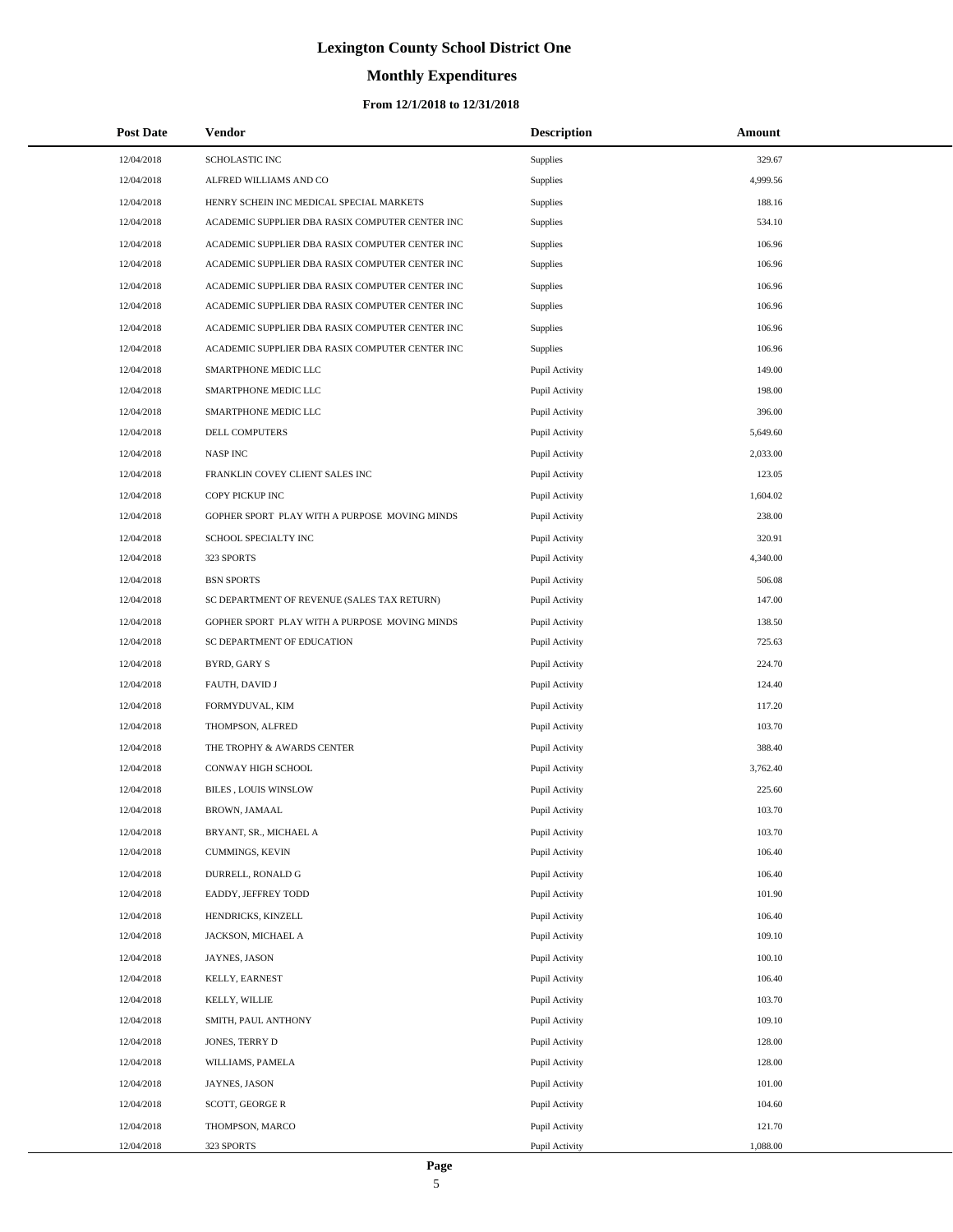# Lexington County School District One

## Monthly Expenditures

### From 12/1/2018 to 12/31/2018

| Post Date | Vendor | Description | Amount |
|---|---|---|---|
| 12/04/2018 | SCHOLASTIC INC | Supplies | 329.67 |
| 12/04/2018 | ALFRED WILLIAMS AND CO | Supplies | 4,999.56 |
| 12/04/2018 | HENRY SCHEIN INC MEDICAL SPECIAL MARKETS | Supplies | 188.16 |
| 12/04/2018 | ACADEMIC SUPPLIER DBA RASIX COMPUTER CENTER INC | Supplies | 534.10 |
| 12/04/2018 | ACADEMIC SUPPLIER DBA RASIX COMPUTER CENTER INC | Supplies | 106.96 |
| 12/04/2018 | ACADEMIC SUPPLIER DBA RASIX COMPUTER CENTER INC | Supplies | 106.96 |
| 12/04/2018 | ACADEMIC SUPPLIER DBA RASIX COMPUTER CENTER INC | Supplies | 106.96 |
| 12/04/2018 | ACADEMIC SUPPLIER DBA RASIX COMPUTER CENTER INC | Supplies | 106.96 |
| 12/04/2018 | ACADEMIC SUPPLIER DBA RASIX COMPUTER CENTER INC | Supplies | 106.96 |
| 12/04/2018 | ACADEMIC SUPPLIER DBA RASIX COMPUTER CENTER INC | Supplies | 106.96 |
| 12/04/2018 | SMARTPHONE MEDIC LLC | Pupil Activity | 149.00 |
| 12/04/2018 | SMARTPHONE MEDIC LLC | Pupil Activity | 198.00 |
| 12/04/2018 | SMARTPHONE MEDIC LLC | Pupil Activity | 396.00 |
| 12/04/2018 | DELL COMPUTERS | Pupil Activity | 5,649.60 |
| 12/04/2018 | NASP INC | Pupil Activity | 2,033.00 |
| 12/04/2018 | FRANKLIN COVEY CLIENT SALES INC | Pupil Activity | 123.05 |
| 12/04/2018 | COPY PICKUP INC | Pupil Activity | 1,604.02 |
| 12/04/2018 | GOPHER SPORT PLAY WITH A PURPOSE MOVING MINDS | Pupil Activity | 238.00 |
| 12/04/2018 | SCHOOL SPECIALTY INC | Pupil Activity | 320.91 |
| 12/04/2018 | 323 SPORTS | Pupil Activity | 4,340.00 |
| 12/04/2018 | BSN SPORTS | Pupil Activity | 506.08 |
| 12/04/2018 | SC DEPARTMENT OF REVENUE (SALES TAX RETURN) | Pupil Activity | 147.00 |
| 12/04/2018 | GOPHER SPORT PLAY WITH A PURPOSE MOVING MINDS | Pupil Activity | 138.50 |
| 12/04/2018 | SC DEPARTMENT OF EDUCATION | Pupil Activity | 725.63 |
| 12/04/2018 | BYRD, GARY S | Pupil Activity | 224.70 |
| 12/04/2018 | FAUTH, DAVID J | Pupil Activity | 124.40 |
| 12/04/2018 | FORMYDUVAL, KIM | Pupil Activity | 117.20 |
| 12/04/2018 | THOMPSON, ALFRED | Pupil Activity | 103.70 |
| 12/04/2018 | THE TROPHY & AWARDS CENTER | Pupil Activity | 388.40 |
| 12/04/2018 | CONWAY HIGH SCHOOL | Pupil Activity | 3,762.40 |
| 12/04/2018 | BILES , LOUIS WINSLOW | Pupil Activity | 225.60 |
| 12/04/2018 | BROWN, JAMAAL | Pupil Activity | 103.70 |
| 12/04/2018 | BRYANT, SR., MICHAEL A | Pupil Activity | 103.70 |
| 12/04/2018 | CUMMINGS, KEVIN | Pupil Activity | 106.40 |
| 12/04/2018 | DURRELL, RONALD G | Pupil Activity | 106.40 |
| 12/04/2018 | EADDY, JEFFREY TODD | Pupil Activity | 101.90 |
| 12/04/2018 | HENDRICKS, KINZELL | Pupil Activity | 106.40 |
| 12/04/2018 | JACKSON, MICHAEL A | Pupil Activity | 109.10 |
| 12/04/2018 | JAYNES, JASON | Pupil Activity | 100.10 |
| 12/04/2018 | KELLY, EARNEST | Pupil Activity | 106.40 |
| 12/04/2018 | KELLY, WILLIE | Pupil Activity | 103.70 |
| 12/04/2018 | SMITH, PAUL ANTHONY | Pupil Activity | 109.10 |
| 12/04/2018 | JONES, TERRY D | Pupil Activity | 128.00 |
| 12/04/2018 | WILLIAMS, PAMELA | Pupil Activity | 128.00 |
| 12/04/2018 | JAYNES, JASON | Pupil Activity | 101.00 |
| 12/04/2018 | SCOTT, GEORGE R | Pupil Activity | 104.60 |
| 12/04/2018 | THOMPSON, MARCO | Pupil Activity | 121.70 |
| 12/04/2018 | 323 SPORTS | Pupil Activity | 1,088.00 |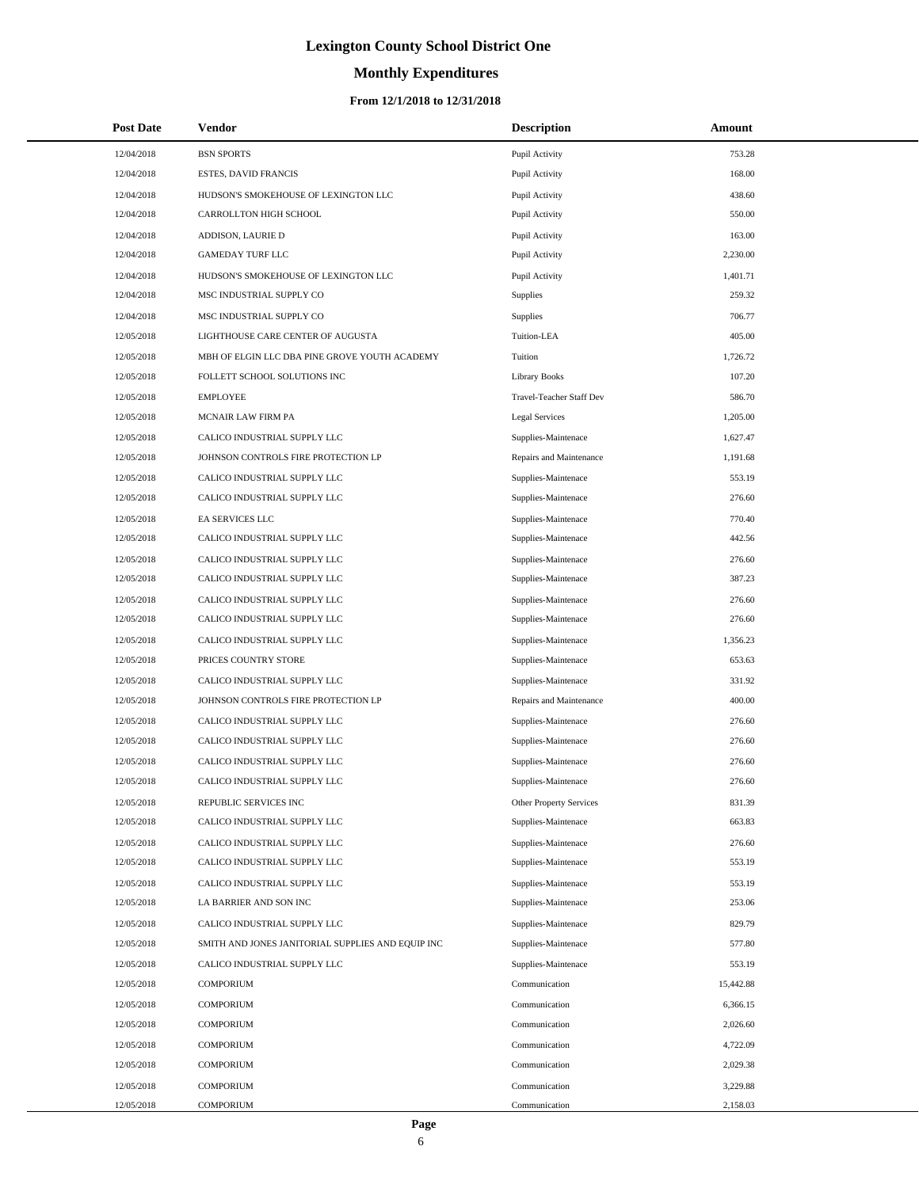# Lexington County School District One

## Monthly Expenditures

### From 12/1/2018 to 12/31/2018

| Post Date | Vendor | Description | Amount |
|---|---|---|---|
| 12/04/2018 | BSN SPORTS | Pupil Activity | 753.28 |
| 12/04/2018 | ESTES, DAVID FRANCIS | Pupil Activity | 168.00 |
| 12/04/2018 | HUDSON'S SMOKEHOUSE OF LEXINGTON LLC | Pupil Activity | 438.60 |
| 12/04/2018 | CARROLLTON HIGH SCHOOL | Pupil Activity | 550.00 |
| 12/04/2018 | ADDISON, LAURIE D | Pupil Activity | 163.00 |
| 12/04/2018 | GAMEDAY TURF LLC | Pupil Activity | 2,230.00 |
| 12/04/2018 | HUDSON'S SMOKEHOUSE OF LEXINGTON LLC | Pupil Activity | 1,401.71 |
| 12/04/2018 | MSC INDUSTRIAL SUPPLY CO | Supplies | 259.32 |
| 12/04/2018 | MSC INDUSTRIAL SUPPLY CO | Supplies | 706.77 |
| 12/05/2018 | LIGHTHOUSE CARE CENTER OF AUGUSTA | Tuition-LEA | 405.00 |
| 12/05/2018 | MBH OF ELGIN LLC DBA PINE GROVE YOUTH ACADEMY | Tuition | 1,726.72 |
| 12/05/2018 | FOLLETT SCHOOL SOLUTIONS INC | Library Books | 107.20 |
| 12/05/2018 | EMPLOYEE | Travel-Teacher Staff Dev | 586.70 |
| 12/05/2018 | MCNAIR LAW FIRM PA | Legal Services | 1,205.00 |
| 12/05/2018 | CALICO INDUSTRIAL SUPPLY LLC | Supplies-Maintenace | 1,627.47 |
| 12/05/2018 | JOHNSON CONTROLS FIRE PROTECTION LP | Repairs and Maintenance | 1,191.68 |
| 12/05/2018 | CALICO INDUSTRIAL SUPPLY LLC | Supplies-Maintenace | 553.19 |
| 12/05/2018 | CALICO INDUSTRIAL SUPPLY LLC | Supplies-Maintenace | 276.60 |
| 12/05/2018 | EA SERVICES LLC | Supplies-Maintenace | 770.40 |
| 12/05/2018 | CALICO INDUSTRIAL SUPPLY LLC | Supplies-Maintenace | 442.56 |
| 12/05/2018 | CALICO INDUSTRIAL SUPPLY LLC | Supplies-Maintenace | 276.60 |
| 12/05/2018 | CALICO INDUSTRIAL SUPPLY LLC | Supplies-Maintenace | 387.23 |
| 12/05/2018 | CALICO INDUSTRIAL SUPPLY LLC | Supplies-Maintenace | 276.60 |
| 12/05/2018 | CALICO INDUSTRIAL SUPPLY LLC | Supplies-Maintenace | 276.60 |
| 12/05/2018 | CALICO INDUSTRIAL SUPPLY LLC | Supplies-Maintenace | 1,356.23 |
| 12/05/2018 | PRICES COUNTRY STORE | Supplies-Maintenace | 653.63 |
| 12/05/2018 | CALICO INDUSTRIAL SUPPLY LLC | Supplies-Maintenace | 331.92 |
| 12/05/2018 | JOHNSON CONTROLS FIRE PROTECTION LP | Repairs and Maintenance | 400.00 |
| 12/05/2018 | CALICO INDUSTRIAL SUPPLY LLC | Supplies-Maintenace | 276.60 |
| 12/05/2018 | CALICO INDUSTRIAL SUPPLY LLC | Supplies-Maintenace | 276.60 |
| 12/05/2018 | CALICO INDUSTRIAL SUPPLY LLC | Supplies-Maintenace | 276.60 |
| 12/05/2018 | CALICO INDUSTRIAL SUPPLY LLC | Supplies-Maintenace | 276.60 |
| 12/05/2018 | REPUBLIC SERVICES INC | Other Property Services | 831.39 |
| 12/05/2018 | CALICO INDUSTRIAL SUPPLY LLC | Supplies-Maintenace | 663.83 |
| 12/05/2018 | CALICO INDUSTRIAL SUPPLY LLC | Supplies-Maintenace | 276.60 |
| 12/05/2018 | CALICO INDUSTRIAL SUPPLY LLC | Supplies-Maintenace | 553.19 |
| 12/05/2018 | CALICO INDUSTRIAL SUPPLY LLC | Supplies-Maintenace | 553.19 |
| 12/05/2018 | LA BARRIER AND SON INC | Supplies-Maintenace | 253.06 |
| 12/05/2018 | CALICO INDUSTRIAL SUPPLY LLC | Supplies-Maintenace | 829.79 |
| 12/05/2018 | SMITH AND JONES JANITORIAL SUPPLIES AND EQUIP INC | Supplies-Maintenace | 577.80 |
| 12/05/2018 | CALICO INDUSTRIAL SUPPLY LLC | Supplies-Maintenace | 553.19 |
| 12/05/2018 | COMPORIUM | Communication | 15,442.88 |
| 12/05/2018 | COMPORIUM | Communication | 6,366.15 |
| 12/05/2018 | COMPORIUM | Communication | 2,026.60 |
| 12/05/2018 | COMPORIUM | Communication | 4,722.09 |
| 12/05/2018 | COMPORIUM | Communication | 2,029.38 |
| 12/05/2018 | COMPORIUM | Communication | 3,229.88 |
| 12/05/2018 | COMPORIUM | Communication | 2,158.03 |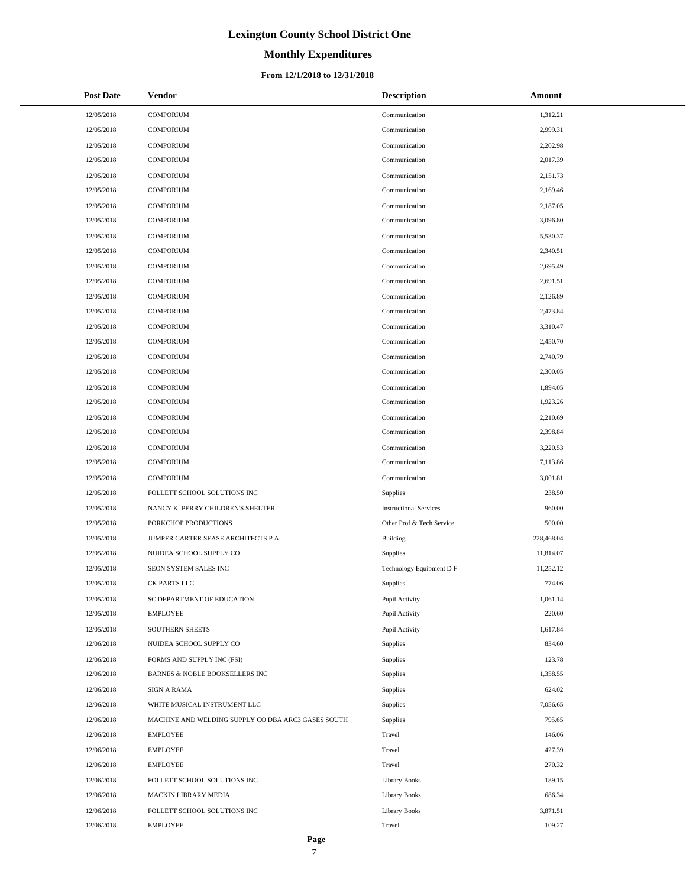# Lexington County School District One

## Monthly Expenditures

### From 12/1/2018 to 12/31/2018

| Post Date | Vendor | Description | Amount |
|---|---|---|---|
| 12/05/2018 | COMPORIUM | Communication | 1,312.21 |
| 12/05/2018 | COMPORIUM | Communication | 2,999.31 |
| 12/05/2018 | COMPORIUM | Communication | 2,202.98 |
| 12/05/2018 | COMPORIUM | Communication | 2,017.39 |
| 12/05/2018 | COMPORIUM | Communication | 2,151.73 |
| 12/05/2018 | COMPORIUM | Communication | 2,169.46 |
| 12/05/2018 | COMPORIUM | Communication | 2,187.05 |
| 12/05/2018 | COMPORIUM | Communication | 3,096.80 |
| 12/05/2018 | COMPORIUM | Communication | 5,530.37 |
| 12/05/2018 | COMPORIUM | Communication | 2,340.51 |
| 12/05/2018 | COMPORIUM | Communication | 2,695.49 |
| 12/05/2018 | COMPORIUM | Communication | 2,691.51 |
| 12/05/2018 | COMPORIUM | Communication | 2,126.89 |
| 12/05/2018 | COMPORIUM | Communication | 2,473.84 |
| 12/05/2018 | COMPORIUM | Communication | 3,310.47 |
| 12/05/2018 | COMPORIUM | Communication | 2,450.70 |
| 12/05/2018 | COMPORIUM | Communication | 2,740.79 |
| 12/05/2018 | COMPORIUM | Communication | 2,300.05 |
| 12/05/2018 | COMPORIUM | Communication | 1,894.05 |
| 12/05/2018 | COMPORIUM | Communication | 1,923.26 |
| 12/05/2018 | COMPORIUM | Communication | 2,210.69 |
| 12/05/2018 | COMPORIUM | Communication | 2,398.84 |
| 12/05/2018 | COMPORIUM | Communication | 3,220.53 |
| 12/05/2018 | COMPORIUM | Communication | 7,113.86 |
| 12/05/2018 | COMPORIUM | Communication | 3,001.81 |
| 12/05/2018 | FOLLETT SCHOOL SOLUTIONS INC | Supplies | 238.50 |
| 12/05/2018 | NANCY K PERRY CHILDREN'S SHELTER | Instructional Services | 960.00 |
| 12/05/2018 | PORKCHOP PRODUCTIONS | Other Prof & Tech Service | 500.00 |
| 12/05/2018 | JUMPER CARTER SEASE ARCHITECTS P A | Building | 228,468.04 |
| 12/05/2018 | NUIDEA SCHOOL SUPPLY CO | Supplies | 11,814.07 |
| 12/05/2018 | SEON SYSTEM SALES INC | Technology Equipment D F | 11,252.12 |
| 12/05/2018 | CK PARTS LLC | Supplies | 774.06 |
| 12/05/2018 | SC DEPARTMENT OF EDUCATION | Pupil Activity | 1,061.14 |
| 12/05/2018 | EMPLOYEE | Pupil Activity | 220.60 |
| 12/05/2018 | SOUTHERN SHEETS | Pupil Activity | 1,617.84 |
| 12/06/2018 | NUIDEA SCHOOL SUPPLY CO | Supplies | 834.60 |
| 12/06/2018 | FORMS AND SUPPLY INC (FSI) | Supplies | 123.78 |
| 12/06/2018 | BARNES & NOBLE BOOKSELLERS INC | Supplies | 1,358.55 |
| 12/06/2018 | SIGN A RAMA | Supplies | 624.02 |
| 12/06/2018 | WHITE MUSICAL INSTRUMENT LLC | Supplies | 7,056.65 |
| 12/06/2018 | MACHINE AND WELDING SUPPLY CO DBA ARC3 GASES SOUTH | Supplies | 795.65 |
| 12/06/2018 | EMPLOYEE | Travel | 146.06 |
| 12/06/2018 | EMPLOYEE | Travel | 427.39 |
| 12/06/2018 | EMPLOYEE | Travel | 270.32 |
| 12/06/2018 | FOLLETT SCHOOL SOLUTIONS INC | Library Books | 189.15 |
| 12/06/2018 | MACKIN LIBRARY MEDIA | Library Books | 686.34 |
| 12/06/2018 | FOLLETT SCHOOL SOLUTIONS INC | Library Books | 3,871.51 |
| 12/06/2018 | EMPLOYEE | Travel | 109.27 |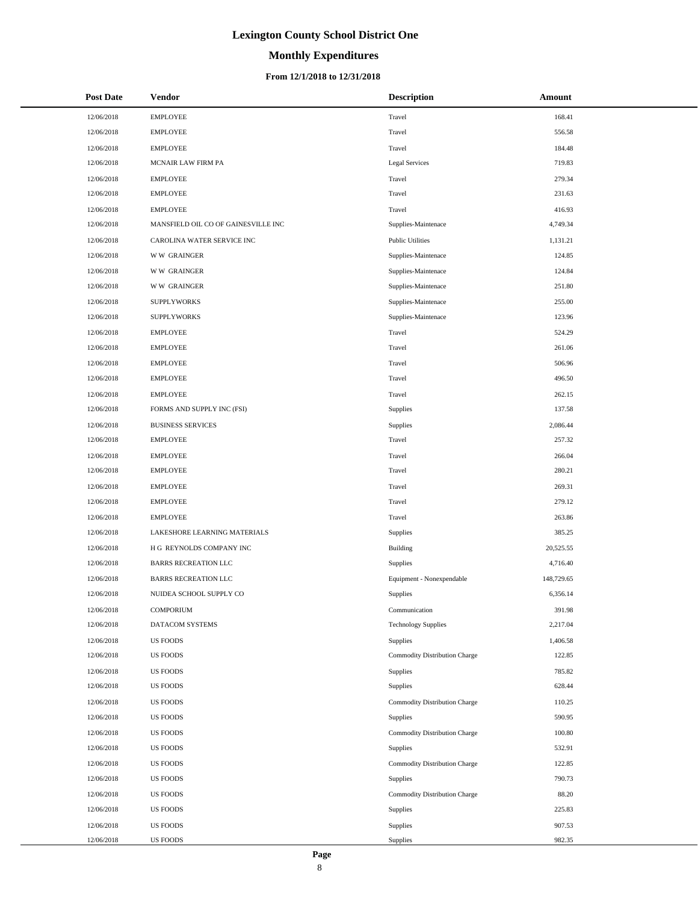# Lexington County School District One

## Monthly Expenditures

### From 12/1/2018 to 12/31/2018

| Post Date | Vendor | Description | Amount |
|---|---|---|---|
| 12/06/2018 | EMPLOYEE | Travel | 168.41 |
| 12/06/2018 | EMPLOYEE | Travel | 556.58 |
| 12/06/2018 | EMPLOYEE | Travel | 184.48 |
| 12/06/2018 | MCNAIR LAW FIRM PA | Legal Services | 719.83 |
| 12/06/2018 | EMPLOYEE | Travel | 279.34 |
| 12/06/2018 | EMPLOYEE | Travel | 231.63 |
| 12/06/2018 | EMPLOYEE | Travel | 416.93 |
| 12/06/2018 | MANSFIELD OIL CO OF GAINESVILLE INC | Supplies-Maintenace | 4,749.34 |
| 12/06/2018 | CAROLINA WATER SERVICE INC | Public Utilities | 1,131.21 |
| 12/06/2018 | W W GRAINGER | Supplies-Maintenace | 124.85 |
| 12/06/2018 | W W GRAINGER | Supplies-Maintenace | 124.84 |
| 12/06/2018 | W W GRAINGER | Supplies-Maintenace | 251.80 |
| 12/06/2018 | SUPPLYWORKS | Supplies-Maintenace | 255.00 |
| 12/06/2018 | SUPPLYWORKS | Supplies-Maintenace | 123.96 |
| 12/06/2018 | EMPLOYEE | Travel | 524.29 |
| 12/06/2018 | EMPLOYEE | Travel | 261.06 |
| 12/06/2018 | EMPLOYEE | Travel | 506.96 |
| 12/06/2018 | EMPLOYEE | Travel | 496.50 |
| 12/06/2018 | EMPLOYEE | Travel | 262.15 |
| 12/06/2018 | FORMS AND SUPPLY INC (FSI) | Supplies | 137.58 |
| 12/06/2018 | BUSINESS SERVICES | Supplies | 2,086.44 |
| 12/06/2018 | EMPLOYEE | Travel | 257.32 |
| 12/06/2018 | EMPLOYEE | Travel | 266.04 |
| 12/06/2018 | EMPLOYEE | Travel | 280.21 |
| 12/06/2018 | EMPLOYEE | Travel | 269.31 |
| 12/06/2018 | EMPLOYEE | Travel | 279.12 |
| 12/06/2018 | EMPLOYEE | Travel | 263.86 |
| 12/06/2018 | LAKESHORE LEARNING MATERIALS | Supplies | 385.25 |
| 12/06/2018 | H G REYNOLDS COMPANY INC | Building | 20,525.55 |
| 12/06/2018 | BARRS RECREATION LLC | Supplies | 4,716.40 |
| 12/06/2018 | BARRS RECREATION LLC | Equipment - Nonexpendable | 148,729.65 |
| 12/06/2018 | NUIDEA SCHOOL SUPPLY CO | Supplies | 6,356.14 |
| 12/06/2018 | COMPORIUM | Communication | 391.98 |
| 12/06/2018 | DATACOM SYSTEMS | Technology Supplies | 2,217.04 |
| 12/06/2018 | US FOODS | Supplies | 1,406.58 |
| 12/06/2018 | US FOODS | Commodity Distribution Charge | 122.85 |
| 12/06/2018 | US FOODS | Supplies | 785.82 |
| 12/06/2018 | US FOODS | Supplies | 628.44 |
| 12/06/2018 | US FOODS | Commodity Distribution Charge | 110.25 |
| 12/06/2018 | US FOODS | Supplies | 590.95 |
| 12/06/2018 | US FOODS | Commodity Distribution Charge | 100.80 |
| 12/06/2018 | US FOODS | Supplies | 532.91 |
| 12/06/2018 | US FOODS | Commodity Distribution Charge | 122.85 |
| 12/06/2018 | US FOODS | Supplies | 790.73 |
| 12/06/2018 | US FOODS | Commodity Distribution Charge | 88.20 |
| 12/06/2018 | US FOODS | Supplies | 225.83 |
| 12/06/2018 | US FOODS | Supplies | 907.53 |
| 12/06/2018 | US FOODS | Supplies | 982.35 |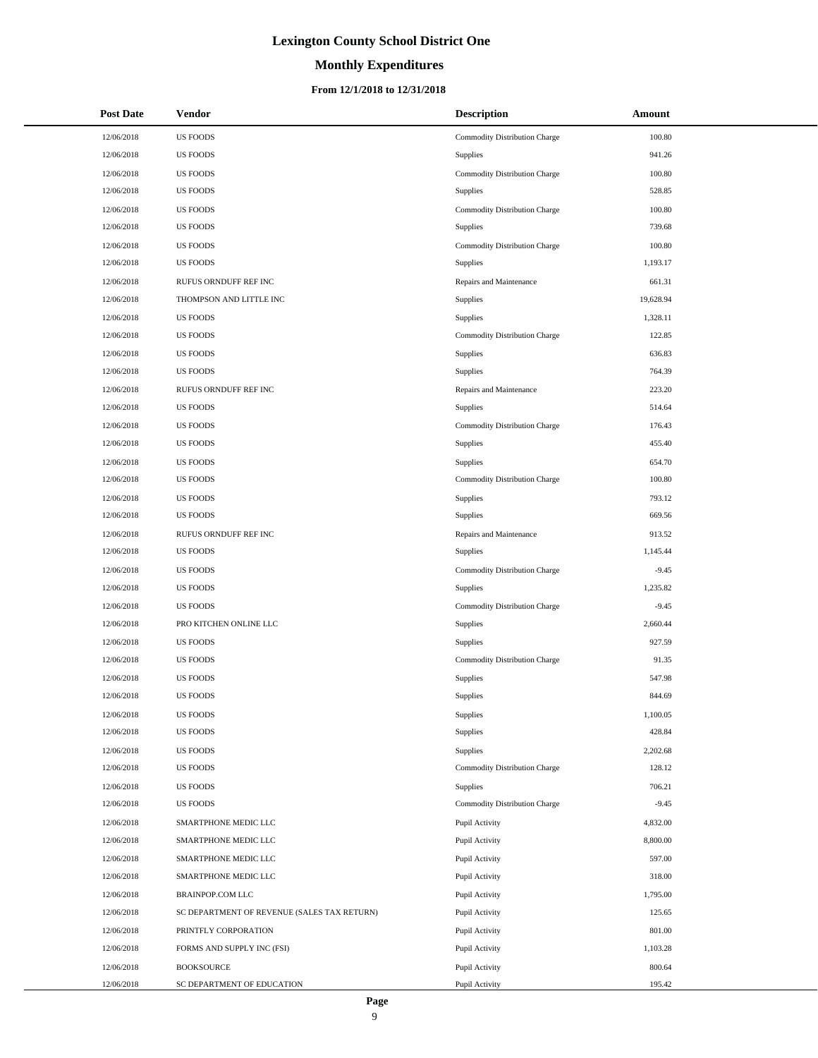# Lexington County School District One

## Monthly Expenditures

### From 12/1/2018 to 12/31/2018

| Post Date | Vendor | Description | Amount |
|---|---|---|---|
| 12/06/2018 | US FOODS | Commodity Distribution Charge | 100.80 |
| 12/06/2018 | US FOODS | Supplies | 941.26 |
| 12/06/2018 | US FOODS | Commodity Distribution Charge | 100.80 |
| 12/06/2018 | US FOODS | Supplies | 528.85 |
| 12/06/2018 | US FOODS | Commodity Distribution Charge | 100.80 |
| 12/06/2018 | US FOODS | Supplies | 739.68 |
| 12/06/2018 | US FOODS | Commodity Distribution Charge | 100.80 |
| 12/06/2018 | US FOODS | Supplies | 1,193.17 |
| 12/06/2018 | RUFUS ORNDUFF REF INC | Repairs and Maintenance | 661.31 |
| 12/06/2018 | THOMPSON AND LITTLE INC | Supplies | 19,628.94 |
| 12/06/2018 | US FOODS | Supplies | 1,328.11 |
| 12/06/2018 | US FOODS | Commodity Distribution Charge | 122.85 |
| 12/06/2018 | US FOODS | Supplies | 636.83 |
| 12/06/2018 | US FOODS | Supplies | 764.39 |
| 12/06/2018 | RUFUS ORNDUFF REF INC | Repairs and Maintenance | 223.20 |
| 12/06/2018 | US FOODS | Supplies | 514.64 |
| 12/06/2018 | US FOODS | Commodity Distribution Charge | 176.43 |
| 12/06/2018 | US FOODS | Supplies | 455.40 |
| 12/06/2018 | US FOODS | Supplies | 654.70 |
| 12/06/2018 | US FOODS | Commodity Distribution Charge | 100.80 |
| 12/06/2018 | US FOODS | Supplies | 793.12 |
| 12/06/2018 | US FOODS | Supplies | 669.56 |
| 12/06/2018 | RUFUS ORNDUFF REF INC | Repairs and Maintenance | 913.52 |
| 12/06/2018 | US FOODS | Supplies | 1,145.44 |
| 12/06/2018 | US FOODS | Commodity Distribution Charge | -9.45 |
| 12/06/2018 | US FOODS | Supplies | 1,235.82 |
| 12/06/2018 | US FOODS | Commodity Distribution Charge | -9.45 |
| 12/06/2018 | PRO KITCHEN ONLINE LLC | Supplies | 2,660.44 |
| 12/06/2018 | US FOODS | Supplies | 927.59 |
| 12/06/2018 | US FOODS | Commodity Distribution Charge | 91.35 |
| 12/06/2018 | US FOODS | Supplies | 547.98 |
| 12/06/2018 | US FOODS | Supplies | 844.69 |
| 12/06/2018 | US FOODS | Supplies | 1,100.05 |
| 12/06/2018 | US FOODS | Supplies | 428.84 |
| 12/06/2018 | US FOODS | Supplies | 2,202.68 |
| 12/06/2018 | US FOODS | Commodity Distribution Charge | 128.12 |
| 12/06/2018 | US FOODS | Supplies | 706.21 |
| 12/06/2018 | US FOODS | Commodity Distribution Charge | -9.45 |
| 12/06/2018 | SMARTPHONE MEDIC LLC | Pupil Activity | 4,832.00 |
| 12/06/2018 | SMARTPHONE MEDIC LLC | Pupil Activity | 8,800.00 |
| 12/06/2018 | SMARTPHONE MEDIC LLC | Pupil Activity | 597.00 |
| 12/06/2018 | SMARTPHONE MEDIC LLC | Pupil Activity | 318.00 |
| 12/06/2018 | BRAINPOP.COM LLC | Pupil Activity | 1,795.00 |
| 12/06/2018 | SC DEPARTMENT OF REVENUE (SALES TAX RETURN) | Pupil Activity | 125.65 |
| 12/06/2018 | PRINTFLY CORPORATION | Pupil Activity | 801.00 |
| 12/06/2018 | FORMS AND SUPPLY INC (FSI) | Pupil Activity | 1,103.28 |
| 12/06/2018 | BOOKSOURCE | Pupil Activity | 800.64 |
| 12/06/2018 | SC DEPARTMENT OF EDUCATION | Pupil Activity | 195.42 |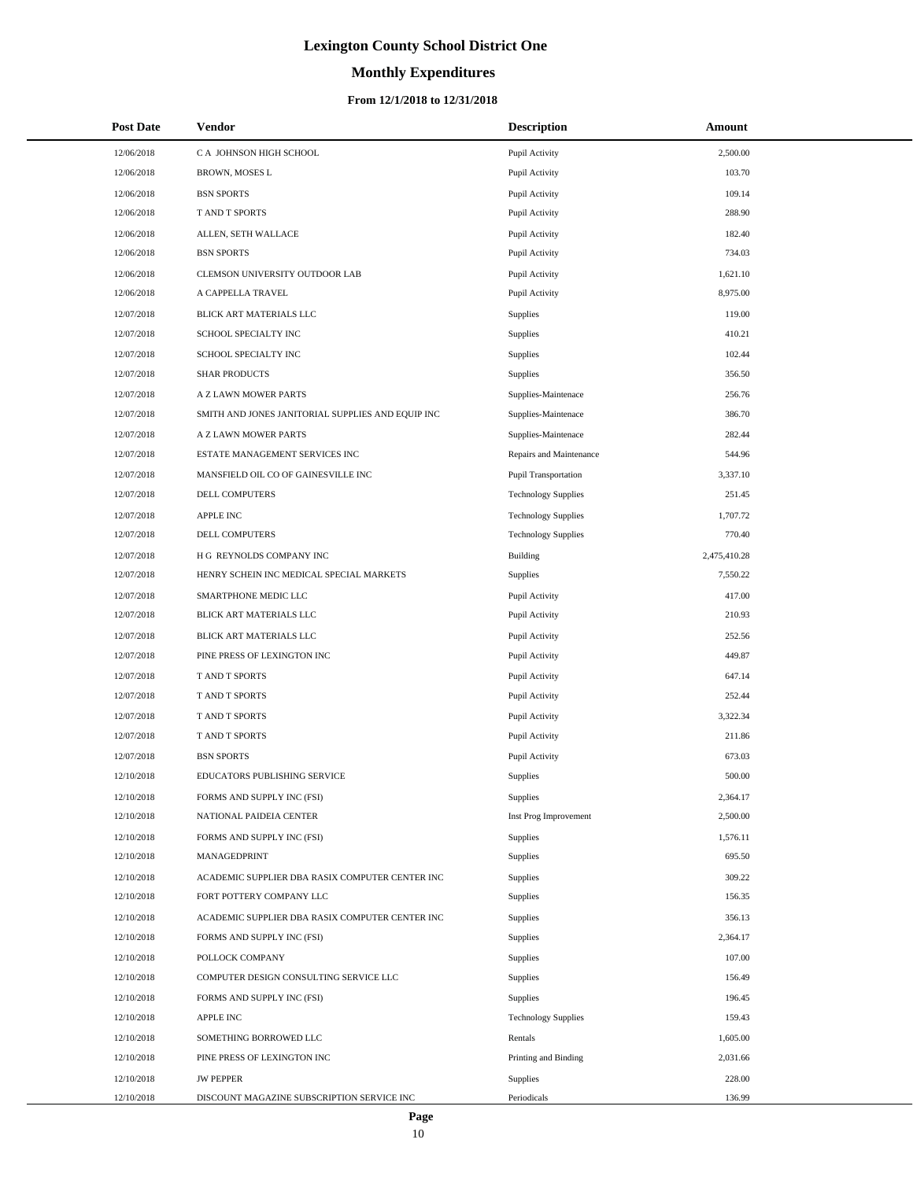# Lexington County School District One

## Monthly Expenditures

### From 12/1/2018 to 12/31/2018

| Post Date | Vendor | Description | Amount |
|---|---|---|---|
| 12/06/2018 | C A JOHNSON HIGH SCHOOL | Pupil Activity | 2,500.00 |
| 12/06/2018 | BROWN, MOSES L | Pupil Activity | 103.70 |
| 12/06/2018 | BSN SPORTS | Pupil Activity | 109.14 |
| 12/06/2018 | T AND T SPORTS | Pupil Activity | 288.90 |
| 12/06/2018 | ALLEN, SETH WALLACE | Pupil Activity | 182.40 |
| 12/06/2018 | BSN SPORTS | Pupil Activity | 734.03 |
| 12/06/2018 | CLEMSON UNIVERSITY OUTDOOR LAB | Pupil Activity | 1,621.10 |
| 12/06/2018 | A CAPPELLA TRAVEL | Pupil Activity | 8,975.00 |
| 12/07/2018 | BLICK ART MATERIALS LLC | Supplies | 119.00 |
| 12/07/2018 | SCHOOL SPECIALTY INC | Supplies | 410.21 |
| 12/07/2018 | SCHOOL SPECIALTY INC | Supplies | 102.44 |
| 12/07/2018 | SHAR PRODUCTS | Supplies | 356.50 |
| 12/07/2018 | A Z LAWN MOWER PARTS | Supplies-Maintenace | 256.76 |
| 12/07/2018 | SMITH AND JONES JANITORIAL SUPPLIES AND EQUIP INC | Supplies-Maintenace | 386.70 |
| 12/07/2018 | A Z LAWN MOWER PARTS | Supplies-Maintenace | 282.44 |
| 12/07/2018 | ESTATE MANAGEMENT SERVICES INC | Repairs and Maintenance | 544.96 |
| 12/07/2018 | MANSFIELD OIL CO OF GAINESVILLE INC | Pupil Transportation | 3,337.10 |
| 12/07/2018 | DELL COMPUTERS | Technology Supplies | 251.45 |
| 12/07/2018 | APPLE INC | Technology Supplies | 1,707.72 |
| 12/07/2018 | DELL COMPUTERS | Technology Supplies | 770.40 |
| 12/07/2018 | H G REYNOLDS COMPANY INC | Building | 2,475,410.28 |
| 12/07/2018 | HENRY SCHEIN INC MEDICAL SPECIAL MARKETS | Supplies | 7,550.22 |
| 12/07/2018 | SMARTPHONE MEDIC LLC | Pupil Activity | 417.00 |
| 12/07/2018 | BLICK ART MATERIALS LLC | Pupil Activity | 210.93 |
| 12/07/2018 | BLICK ART MATERIALS LLC | Pupil Activity | 252.56 |
| 12/07/2018 | PINE PRESS OF LEXINGTON INC | Pupil Activity | 449.87 |
| 12/07/2018 | T AND T SPORTS | Pupil Activity | 647.14 |
| 12/07/2018 | T AND T SPORTS | Pupil Activity | 252.44 |
| 12/07/2018 | T AND T SPORTS | Pupil Activity | 3,322.34 |
| 12/07/2018 | T AND T SPORTS | Pupil Activity | 211.86 |
| 12/07/2018 | BSN SPORTS | Pupil Activity | 673.03 |
| 12/10/2018 | EDUCATORS PUBLISHING SERVICE | Supplies | 500.00 |
| 12/10/2018 | FORMS AND SUPPLY INC (FSI) | Supplies | 2,364.17 |
| 12/10/2018 | NATIONAL PAIDEIA CENTER | Inst Prog Improvement | 2,500.00 |
| 12/10/2018 | FORMS AND SUPPLY INC (FSI) | Supplies | 1,576.11 |
| 12/10/2018 | MANAGEDPRINT | Supplies | 695.50 |
| 12/10/2018 | ACADEMIC SUPPLIER DBA RASIX COMPUTER CENTER INC | Supplies | 309.22 |
| 12/10/2018 | FORT POTTERY COMPANY LLC | Supplies | 156.35 |
| 12/10/2018 | ACADEMIC SUPPLIER DBA RASIX COMPUTER CENTER INC | Supplies | 356.13 |
| 12/10/2018 | FORMS AND SUPPLY INC (FSI) | Supplies | 2,364.17 |
| 12/10/2018 | POLLOCK COMPANY | Supplies | 107.00 |
| 12/10/2018 | COMPUTER DESIGN CONSULTING SERVICE LLC | Supplies | 156.49 |
| 12/10/2018 | FORMS AND SUPPLY INC (FSI) | Supplies | 196.45 |
| 12/10/2018 | APPLE INC | Technology Supplies | 159.43 |
| 12/10/2018 | SOMETHING BORROWED LLC | Rentals | 1,605.00 |
| 12/10/2018 | PINE PRESS OF LEXINGTON INC | Printing and Binding | 2,031.66 |
| 12/10/2018 | JW PEPPER | Supplies | 228.00 |
| 12/10/2018 | DISCOUNT MAGAZINE SUBSCRIPTION SERVICE INC | Periodicals | 136.99 |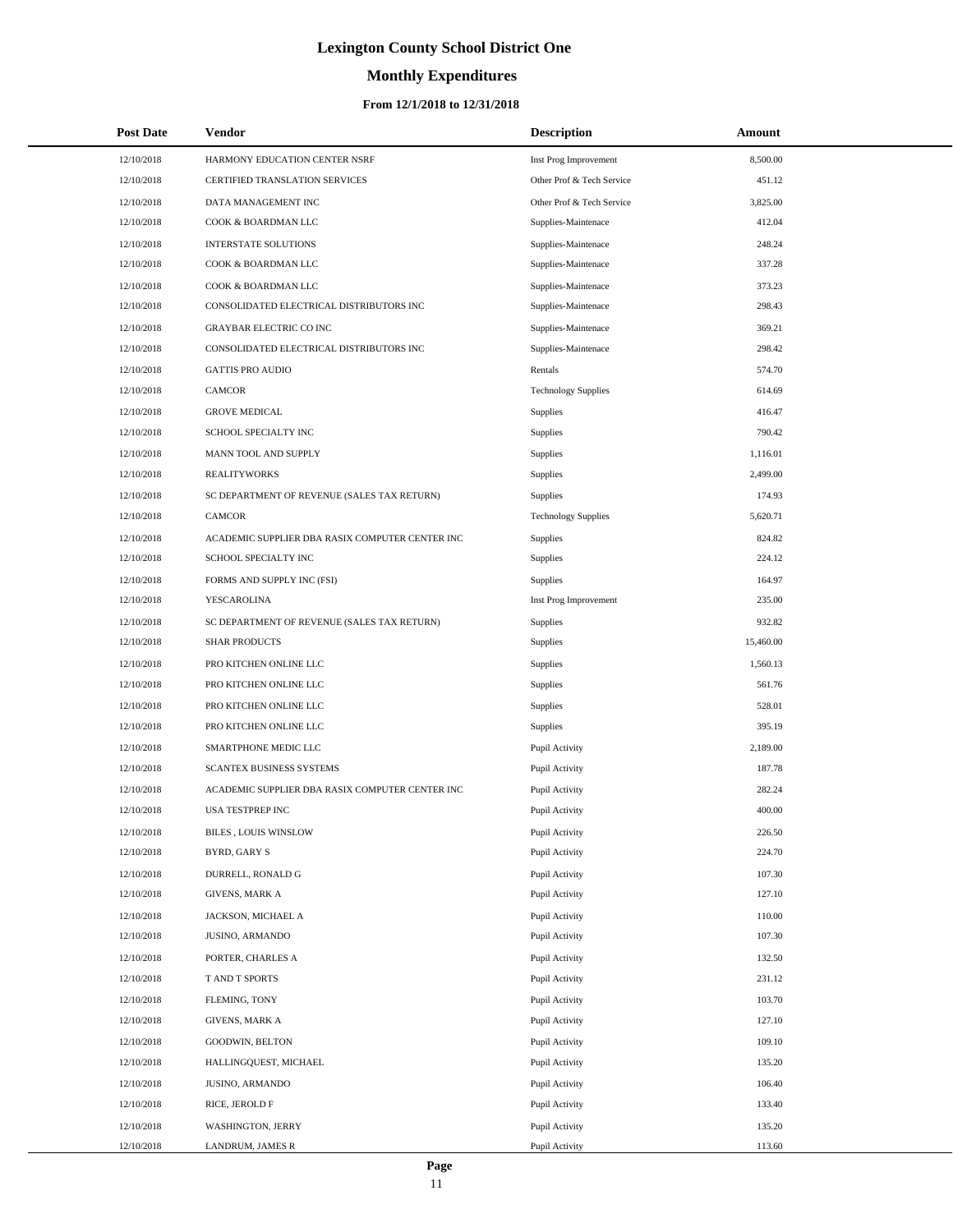# Lexington County School District One

## Monthly Expenditures

### From 12/1/2018 to 12/31/2018

| Post Date | Vendor | Description | Amount |
|---|---|---|---|
| 12/10/2018 | HARMONY EDUCATION CENTER NSRF | Inst Prog Improvement | 8,500.00 |
| 12/10/2018 | CERTIFIED TRANSLATION SERVICES | Other Prof & Tech Service | 451.12 |
| 12/10/2018 | DATA MANAGEMENT INC | Other Prof & Tech Service | 3,825.00 |
| 12/10/2018 | COOK & BOARDMAN LLC | Supplies-Maintenace | 412.04 |
| 12/10/2018 | INTERSTATE SOLUTIONS | Supplies-Maintenace | 248.24 |
| 12/10/2018 | COOK & BOARDMAN LLC | Supplies-Maintenace | 337.28 |
| 12/10/2018 | COOK & BOARDMAN LLC | Supplies-Maintenace | 373.23 |
| 12/10/2018 | CONSOLIDATED ELECTRICAL DISTRIBUTORS INC | Supplies-Maintenace | 298.43 |
| 12/10/2018 | GRAYBAR ELECTRIC CO INC | Supplies-Maintenace | 369.21 |
| 12/10/2018 | CONSOLIDATED ELECTRICAL DISTRIBUTORS INC | Supplies-Maintenace | 298.42 |
| 12/10/2018 | GATTIS PRO AUDIO | Rentals | 574.70 |
| 12/10/2018 | CAMCOR | Technology Supplies | 614.69 |
| 12/10/2018 | GROVE MEDICAL | Supplies | 416.47 |
| 12/10/2018 | SCHOOL SPECIALTY INC | Supplies | 790.42 |
| 12/10/2018 | MANN TOOL AND SUPPLY | Supplies | 1,116.01 |
| 12/10/2018 | REALITYWORKS | Supplies | 2,499.00 |
| 12/10/2018 | SC DEPARTMENT OF REVENUE (SALES TAX RETURN) | Supplies | 174.93 |
| 12/10/2018 | CAMCOR | Technology Supplies | 5,620.71 |
| 12/10/2018 | ACADEMIC SUPPLIER DBA RASIX COMPUTER CENTER INC | Supplies | 824.82 |
| 12/10/2018 | SCHOOL SPECIALTY INC | Supplies | 224.12 |
| 12/10/2018 | FORMS AND SUPPLY INC (FSI) | Supplies | 164.97 |
| 12/10/2018 | YESCAROLINA | Inst Prog Improvement | 235.00 |
| 12/10/2018 | SC DEPARTMENT OF REVENUE (SALES TAX RETURN) | Supplies | 932.82 |
| 12/10/2018 | SHAR PRODUCTS | Supplies | 15,460.00 |
| 12/10/2018 | PRO KITCHEN ONLINE LLC | Supplies | 1,560.13 |
| 12/10/2018 | PRO KITCHEN ONLINE LLC | Supplies | 561.76 |
| 12/10/2018 | PRO KITCHEN ONLINE LLC | Supplies | 528.01 |
| 12/10/2018 | PRO KITCHEN ONLINE LLC | Supplies | 395.19 |
| 12/10/2018 | SMARTPHONE MEDIC LLC | Pupil Activity | 2,189.00 |
| 12/10/2018 | SCANTEX BUSINESS SYSTEMS | Pupil Activity | 187.78 |
| 12/10/2018 | ACADEMIC SUPPLIER DBA RASIX COMPUTER CENTER INC | Pupil Activity | 282.24 |
| 12/10/2018 | USA TESTPREP INC | Pupil Activity | 400.00 |
| 12/10/2018 | BILES , LOUIS WINSLOW | Pupil Activity | 226.50 |
| 12/10/2018 | BYRD, GARY S | Pupil Activity | 224.70 |
| 12/10/2018 | DURRELL, RONALD G | Pupil Activity | 107.30 |
| 12/10/2018 | GIVENS, MARK A | Pupil Activity | 127.10 |
| 12/10/2018 | JACKSON, MICHAEL A | Pupil Activity | 110.00 |
| 12/10/2018 | JUSINO, ARMANDO | Pupil Activity | 107.30 |
| 12/10/2018 | PORTER, CHARLES A | Pupil Activity | 132.50 |
| 12/10/2018 | T AND T SPORTS | Pupil Activity | 231.12 |
| 12/10/2018 | FLEMING, TONY | Pupil Activity | 103.70 |
| 12/10/2018 | GIVENS, MARK A | Pupil Activity | 127.10 |
| 12/10/2018 | GOODWIN, BELTON | Pupil Activity | 109.10 |
| 12/10/2018 | HALLINGQUEST, MICHAEL | Pupil Activity | 135.20 |
| 12/10/2018 | JUSINO, ARMANDO | Pupil Activity | 106.40 |
| 12/10/2018 | RICE, JEROLD F | Pupil Activity | 133.40 |
| 12/10/2018 | WASHINGTON, JERRY | Pupil Activity | 135.20 |
| 12/10/2018 | LANDRUM, JAMES R | Pupil Activity | 113.60 |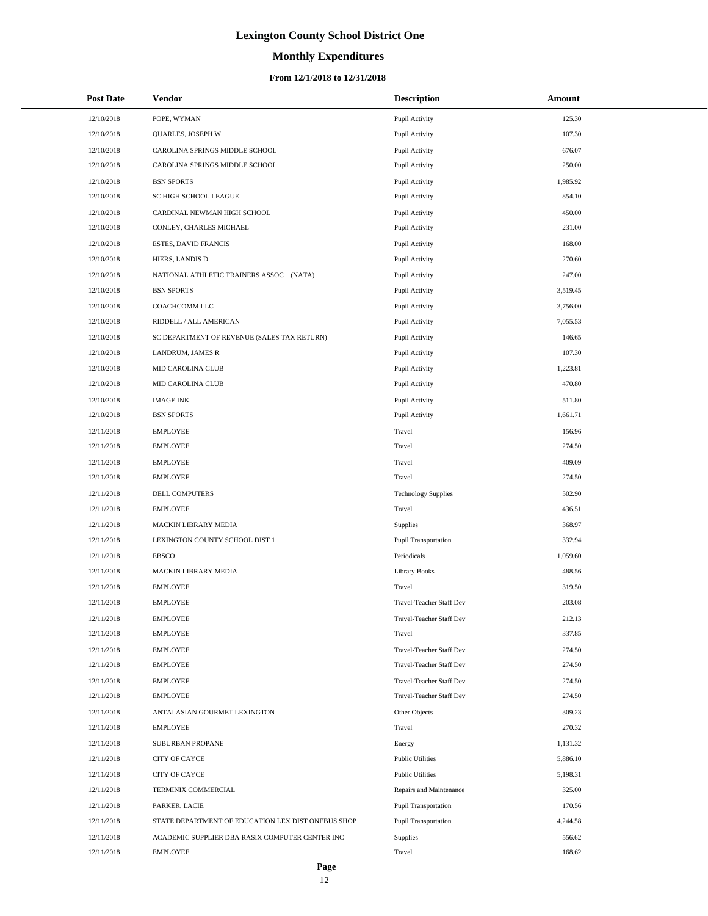# Lexington County School District One

## Monthly Expenditures

### From 12/1/2018 to 12/31/2018

| Post Date | Vendor | Description | Amount |
|---|---|---|---|
| 12/10/2018 | POPE, WYMAN | Pupil Activity | 125.30 |
| 12/10/2018 | QUARLES, JOSEPH W | Pupil Activity | 107.30 |
| 12/10/2018 | CAROLINA SPRINGS MIDDLE SCHOOL | Pupil Activity | 676.07 |
| 12/10/2018 | CAROLINA SPRINGS MIDDLE SCHOOL | Pupil Activity | 250.00 |
| 12/10/2018 | BSN SPORTS | Pupil Activity | 1,985.92 |
| 12/10/2018 | SC HIGH SCHOOL LEAGUE | Pupil Activity | 854.10 |
| 12/10/2018 | CARDINAL NEWMAN HIGH SCHOOL | Pupil Activity | 450.00 |
| 12/10/2018 | CONLEY, CHARLES MICHAEL | Pupil Activity | 231.00 |
| 12/10/2018 | ESTES, DAVID FRANCIS | Pupil Activity | 168.00 |
| 12/10/2018 | HIERS, LANDIS D | Pupil Activity | 270.60 |
| 12/10/2018 | NATIONAL ATHLETIC TRAINERS ASSOC (NATA) | Pupil Activity | 247.00 |
| 12/10/2018 | BSN SPORTS | Pupil Activity | 3,519.45 |
| 12/10/2018 | COACHCOMM LLC | Pupil Activity | 3,756.00 |
| 12/10/2018 | RIDDELL / ALL AMERICAN | Pupil Activity | 7,055.53 |
| 12/10/2018 | SC DEPARTMENT OF REVENUE (SALES TAX RETURN) | Pupil Activity | 146.65 |
| 12/10/2018 | LANDRUM, JAMES R | Pupil Activity | 107.30 |
| 12/10/2018 | MID CAROLINA CLUB | Pupil Activity | 1,223.81 |
| 12/10/2018 | MID CAROLINA CLUB | Pupil Activity | 470.80 |
| 12/10/2018 | IMAGE INK | Pupil Activity | 511.80 |
| 12/10/2018 | BSN SPORTS | Pupil Activity | 1,661.71 |
| 12/11/2018 | EMPLOYEE | Travel | 156.96 |
| 12/11/2018 | EMPLOYEE | Travel | 274.50 |
| 12/11/2018 | EMPLOYEE | Travel | 409.09 |
| 12/11/2018 | EMPLOYEE | Travel | 274.50 |
| 12/11/2018 | DELL COMPUTERS | Technology Supplies | 502.90 |
| 12/11/2018 | EMPLOYEE | Travel | 436.51 |
| 12/11/2018 | MACKIN LIBRARY MEDIA | Supplies | 368.97 |
| 12/11/2018 | LEXINGTON COUNTY SCHOOL DIST 1 | Pupil Transportation | 332.94 |
| 12/11/2018 | EBSCO | Periodicals | 1,059.60 |
| 12/11/2018 | MACKIN LIBRARY MEDIA | Library Books | 488.56 |
| 12/11/2018 | EMPLOYEE | Travel | 319.50 |
| 12/11/2018 | EMPLOYEE | Travel-Teacher Staff Dev | 203.08 |
| 12/11/2018 | EMPLOYEE | Travel-Teacher Staff Dev | 212.13 |
| 12/11/2018 | EMPLOYEE | Travel | 337.85 |
| 12/11/2018 | EMPLOYEE | Travel-Teacher Staff Dev | 274.50 |
| 12/11/2018 | EMPLOYEE | Travel-Teacher Staff Dev | 274.50 |
| 12/11/2018 | EMPLOYEE | Travel-Teacher Staff Dev | 274.50 |
| 12/11/2018 | EMPLOYEE | Travel-Teacher Staff Dev | 274.50 |
| 12/11/2018 | ANTAI ASIAN GOURMET LEXINGTON | Other Objects | 309.23 |
| 12/11/2018 | EMPLOYEE | Travel | 270.32 |
| 12/11/2018 | SUBURBAN PROPANE | Energy | 1,131.32 |
| 12/11/2018 | CITY OF CAYCE | Public Utilities | 5,886.10 |
| 12/11/2018 | CITY OF CAYCE | Public Utilities | 5,198.31 |
| 12/11/2018 | TERMINIX COMMERCIAL | Repairs and Maintenance | 325.00 |
| 12/11/2018 | PARKER, LACIE | Pupil Transportation | 170.56 |
| 12/11/2018 | STATE DEPARTMENT OF EDUCATION LEX DIST ONEBUS SHOP | Pupil Transportation | 4,244.58 |
| 12/11/2018 | ACADEMIC SUPPLIER DBA RASIX COMPUTER CENTER INC | Supplies | 556.62 |
| 12/11/2018 | EMPLOYEE | Travel | 168.62 |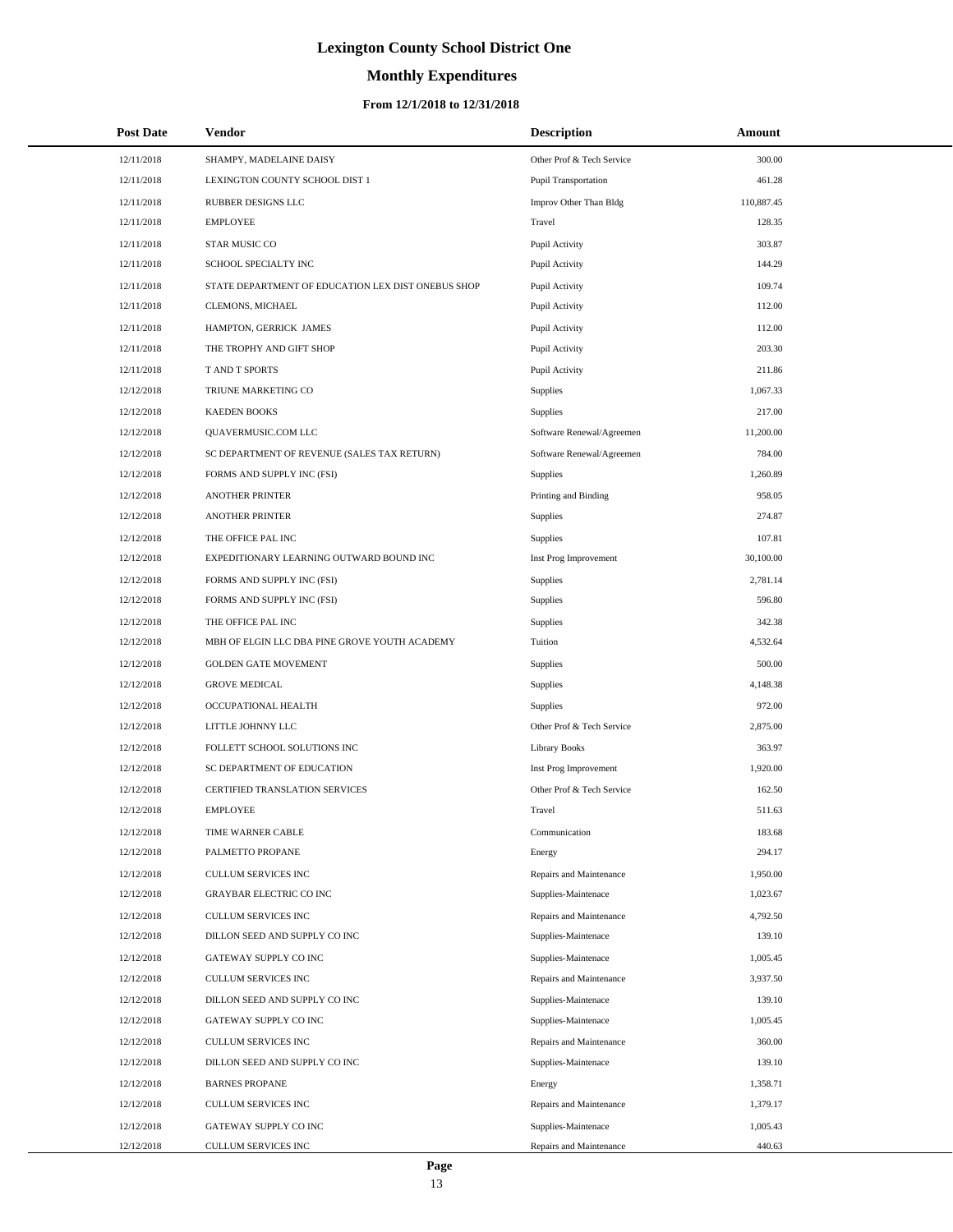# Lexington County School District One

## Monthly Expenditures

### From 12/1/2018 to 12/31/2018

| Post Date | Vendor | Description | Amount |
|---|---|---|---|
| 12/11/2018 | SHAMPY, MADELAINE DAISY | Other Prof & Tech Service | 300.00 |
| 12/11/2018 | LEXINGTON COUNTY SCHOOL DIST 1 | Pupil Transportation | 461.28 |
| 12/11/2018 | RUBBER DESIGNS LLC | Improv Other Than Bldg | 110,887.45 |
| 12/11/2018 | EMPLOYEE | Travel | 128.35 |
| 12/11/2018 | STAR MUSIC CO | Pupil Activity | 303.87 |
| 12/11/2018 | SCHOOL SPECIALTY INC | Pupil Activity | 144.29 |
| 12/11/2018 | STATE DEPARTMENT OF EDUCATION LEX DIST ONEBUS SHOP | Pupil Activity | 109.74 |
| 12/11/2018 | CLEMONS, MICHAEL | Pupil Activity | 112.00 |
| 12/11/2018 | HAMPTON, GERRICK JAMES | Pupil Activity | 112.00 |
| 12/11/2018 | THE TROPHY AND GIFT SHOP | Pupil Activity | 203.30 |
| 12/11/2018 | T AND T SPORTS | Pupil Activity | 211.86 |
| 12/12/2018 | TRIUNE MARKETING CO | Supplies | 1,067.33 |
| 12/12/2018 | KAEDEN BOOKS | Supplies | 217.00 |
| 12/12/2018 | QUAVERMUSIC.COM LLC | Software Renewal/Agreemen | 11,200.00 |
| 12/12/2018 | SC DEPARTMENT OF REVENUE (SALES TAX RETURN) | Software Renewal/Agreemen | 784.00 |
| 12/12/2018 | FORMS AND SUPPLY INC (FSI) | Supplies | 1,260.89 |
| 12/12/2018 | ANOTHER PRINTER | Printing and Binding | 958.05 |
| 12/12/2018 | ANOTHER PRINTER | Supplies | 274.87 |
| 12/12/2018 | THE OFFICE PAL INC | Supplies | 107.81 |
| 12/12/2018 | EXPEDITIONARY LEARNING OUTWARD BOUND INC | Inst Prog Improvement | 30,100.00 |
| 12/12/2018 | FORMS AND SUPPLY INC (FSI) | Supplies | 2,781.14 |
| 12/12/2018 | FORMS AND SUPPLY INC (FSI) | Supplies | 596.80 |
| 12/12/2018 | THE OFFICE PAL INC | Supplies | 342.38 |
| 12/12/2018 | MBH OF ELGIN LLC DBA PINE GROVE YOUTH ACADEMY | Tuition | 4,532.64 |
| 12/12/2018 | GOLDEN GATE MOVEMENT | Supplies | 500.00 |
| 12/12/2018 | GROVE MEDICAL | Supplies | 4,148.38 |
| 12/12/2018 | OCCUPATIONAL HEALTH | Supplies | 972.00 |
| 12/12/2018 | LITTLE JOHNNY LLC | Other Prof & Tech Service | 2,875.00 |
| 12/12/2018 | FOLLETT SCHOOL SOLUTIONS INC | Library Books | 363.97 |
| 12/12/2018 | SC DEPARTMENT OF EDUCATION | Inst Prog Improvement | 1,920.00 |
| 12/12/2018 | CERTIFIED TRANSLATION SERVICES | Other Prof & Tech Service | 162.50 |
| 12/12/2018 | EMPLOYEE | Travel | 511.63 |
| 12/12/2018 | TIME WARNER CABLE | Communication | 183.68 |
| 12/12/2018 | PALMETTO PROPANE | Energy | 294.17 |
| 12/12/2018 | CULLUM SERVICES INC | Repairs and Maintenance | 1,950.00 |
| 12/12/2018 | GRAYBAR ELECTRIC CO INC | Supplies-Maintenace | 1,023.67 |
| 12/12/2018 | CULLUM SERVICES INC | Repairs and Maintenance | 4,792.50 |
| 12/12/2018 | DILLON SEED AND SUPPLY CO INC | Supplies-Maintenace | 139.10 |
| 12/12/2018 | GATEWAY SUPPLY CO INC | Supplies-Maintenace | 1,005.45 |
| 12/12/2018 | CULLUM SERVICES INC | Repairs and Maintenance | 3,937.50 |
| 12/12/2018 | DILLON SEED AND SUPPLY CO INC | Supplies-Maintenace | 139.10 |
| 12/12/2018 | GATEWAY SUPPLY CO INC | Supplies-Maintenace | 1,005.45 |
| 12/12/2018 | CULLUM SERVICES INC | Repairs and Maintenance | 360.00 |
| 12/12/2018 | DILLON SEED AND SUPPLY CO INC | Supplies-Maintenace | 139.10 |
| 12/12/2018 | BARNES PROPANE | Energy | 1,358.71 |
| 12/12/2018 | CULLUM SERVICES INC | Repairs and Maintenance | 1,379.17 |
| 12/12/2018 | GATEWAY SUPPLY CO INC | Supplies-Maintenace | 1,005.43 |
| 12/12/2018 | CULLUM SERVICES INC | Repairs and Maintenance | 440.63 |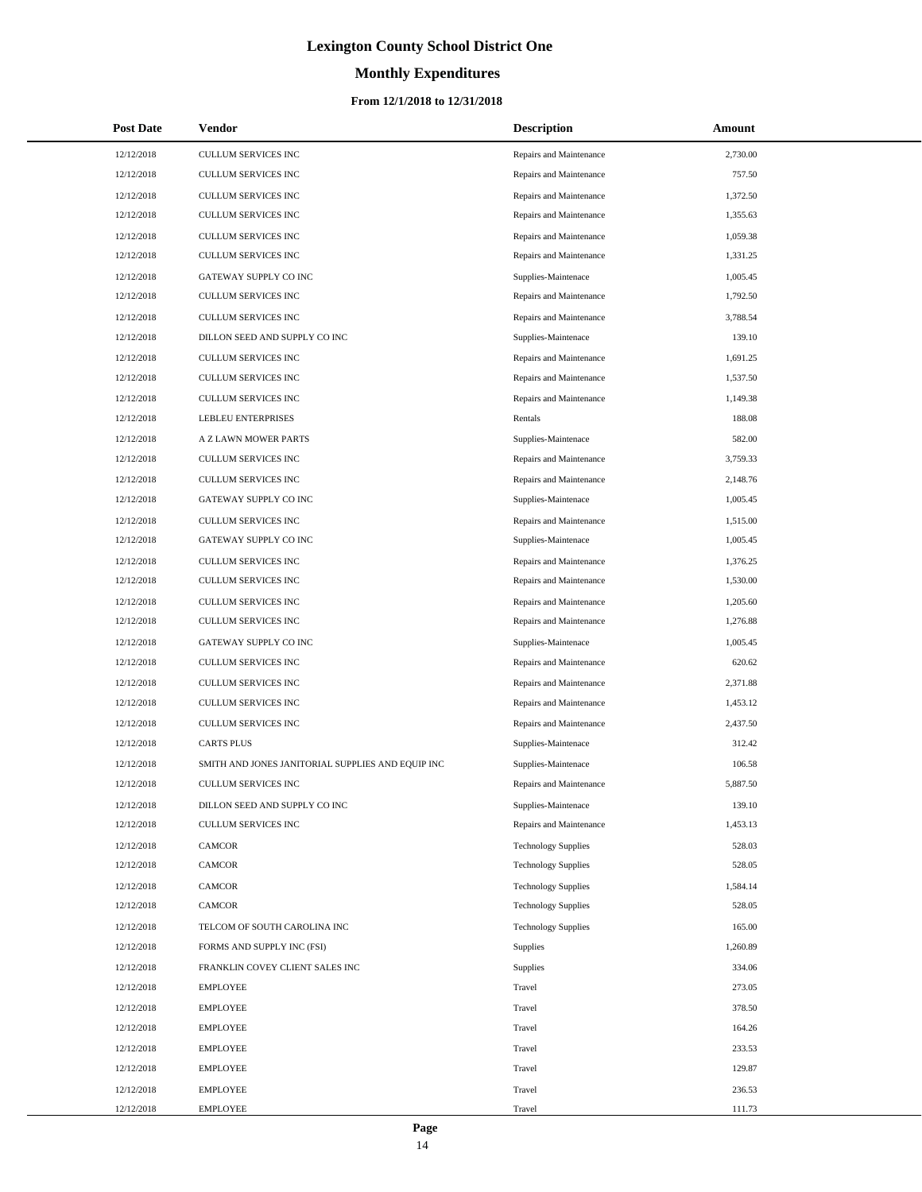# Lexington County School District One

## Monthly Expenditures

### From 12/1/2018 to 12/31/2018

| Post Date | Vendor | Description | Amount |
|---|---|---|---|
| 12/12/2018 | CULLUM SERVICES INC | Repairs and Maintenance | 2,730.00 |
| 12/12/2018 | CULLUM SERVICES INC | Repairs and Maintenance | 757.50 |
| 12/12/2018 | CULLUM SERVICES INC | Repairs and Maintenance | 1,372.50 |
| 12/12/2018 | CULLUM SERVICES INC | Repairs and Maintenance | 1,355.63 |
| 12/12/2018 | CULLUM SERVICES INC | Repairs and Maintenance | 1,059.38 |
| 12/12/2018 | CULLUM SERVICES INC | Repairs and Maintenance | 1,331.25 |
| 12/12/2018 | GATEWAY SUPPLY CO INC | Supplies-Maintenace | 1,005.45 |
| 12/12/2018 | CULLUM SERVICES INC | Repairs and Maintenance | 1,792.50 |
| 12/12/2018 | CULLUM SERVICES INC | Repairs and Maintenance | 3,788.54 |
| 12/12/2018 | DILLON SEED AND SUPPLY CO INC | Supplies-Maintenace | 139.10 |
| 12/12/2018 | CULLUM SERVICES INC | Repairs and Maintenance | 1,691.25 |
| 12/12/2018 | CULLUM SERVICES INC | Repairs and Maintenance | 1,537.50 |
| 12/12/2018 | CULLUM SERVICES INC | Repairs and Maintenance | 1,149.38 |
| 12/12/2018 | LEBLEU ENTERPRISES | Rentals | 188.08 |
| 12/12/2018 | A Z LAWN MOWER PARTS | Supplies-Maintenace | 582.00 |
| 12/12/2018 | CULLUM SERVICES INC | Repairs and Maintenance | 3,759.33 |
| 12/12/2018 | CULLUM SERVICES INC | Repairs and Maintenance | 2,148.76 |
| 12/12/2018 | GATEWAY SUPPLY CO INC | Supplies-Maintenace | 1,005.45 |
| 12/12/2018 | CULLUM SERVICES INC | Repairs and Maintenance | 1,515.00 |
| 12/12/2018 | GATEWAY SUPPLY CO INC | Supplies-Maintenace | 1,005.45 |
| 12/12/2018 | CULLUM SERVICES INC | Repairs and Maintenance | 1,376.25 |
| 12/12/2018 | CULLUM SERVICES INC | Repairs and Maintenance | 1,530.00 |
| 12/12/2018 | CULLUM SERVICES INC | Repairs and Maintenance | 1,205.60 |
| 12/12/2018 | CULLUM SERVICES INC | Repairs and Maintenance | 1,276.88 |
| 12/12/2018 | GATEWAY SUPPLY CO INC | Supplies-Maintenace | 1,005.45 |
| 12/12/2018 | CULLUM SERVICES INC | Repairs and Maintenance | 620.62 |
| 12/12/2018 | CULLUM SERVICES INC | Repairs and Maintenance | 2,371.88 |
| 12/12/2018 | CULLUM SERVICES INC | Repairs and Maintenance | 1,453.12 |
| 12/12/2018 | CULLUM SERVICES INC | Repairs and Maintenance | 2,437.50 |
| 12/12/2018 | CARTS PLUS | Supplies-Maintenace | 312.42 |
| 12/12/2018 | SMITH AND JONES JANITORIAL SUPPLIES AND EQUIP INC | Supplies-Maintenace | 106.58 |
| 12/12/2018 | CULLUM SERVICES INC | Repairs and Maintenance | 5,887.50 |
| 12/12/2018 | DILLON SEED AND SUPPLY CO INC | Supplies-Maintenace | 139.10 |
| 12/12/2018 | CULLUM SERVICES INC | Repairs and Maintenance | 1,453.13 |
| 12/12/2018 | CAMCOR | Technology Supplies | 528.03 |
| 12/12/2018 | CAMCOR | Technology Supplies | 528.05 |
| 12/12/2018 | CAMCOR | Technology Supplies | 1,584.14 |
| 12/12/2018 | CAMCOR | Technology Supplies | 528.05 |
| 12/12/2018 | TELCOM OF SOUTH CAROLINA INC | Technology Supplies | 165.00 |
| 12/12/2018 | FORMS AND SUPPLY INC (FSI) | Supplies | 1,260.89 |
| 12/12/2018 | FRANKLIN COVEY CLIENT SALES INC | Supplies | 334.06 |
| 12/12/2018 | EMPLOYEE | Travel | 273.05 |
| 12/12/2018 | EMPLOYEE | Travel | 378.50 |
| 12/12/2018 | EMPLOYEE | Travel | 164.26 |
| 12/12/2018 | EMPLOYEE | Travel | 233.53 |
| 12/12/2018 | EMPLOYEE | Travel | 129.87 |
| 12/12/2018 | EMPLOYEE | Travel | 236.53 |
| 12/12/2018 | EMPLOYEE | Travel | 111.73 |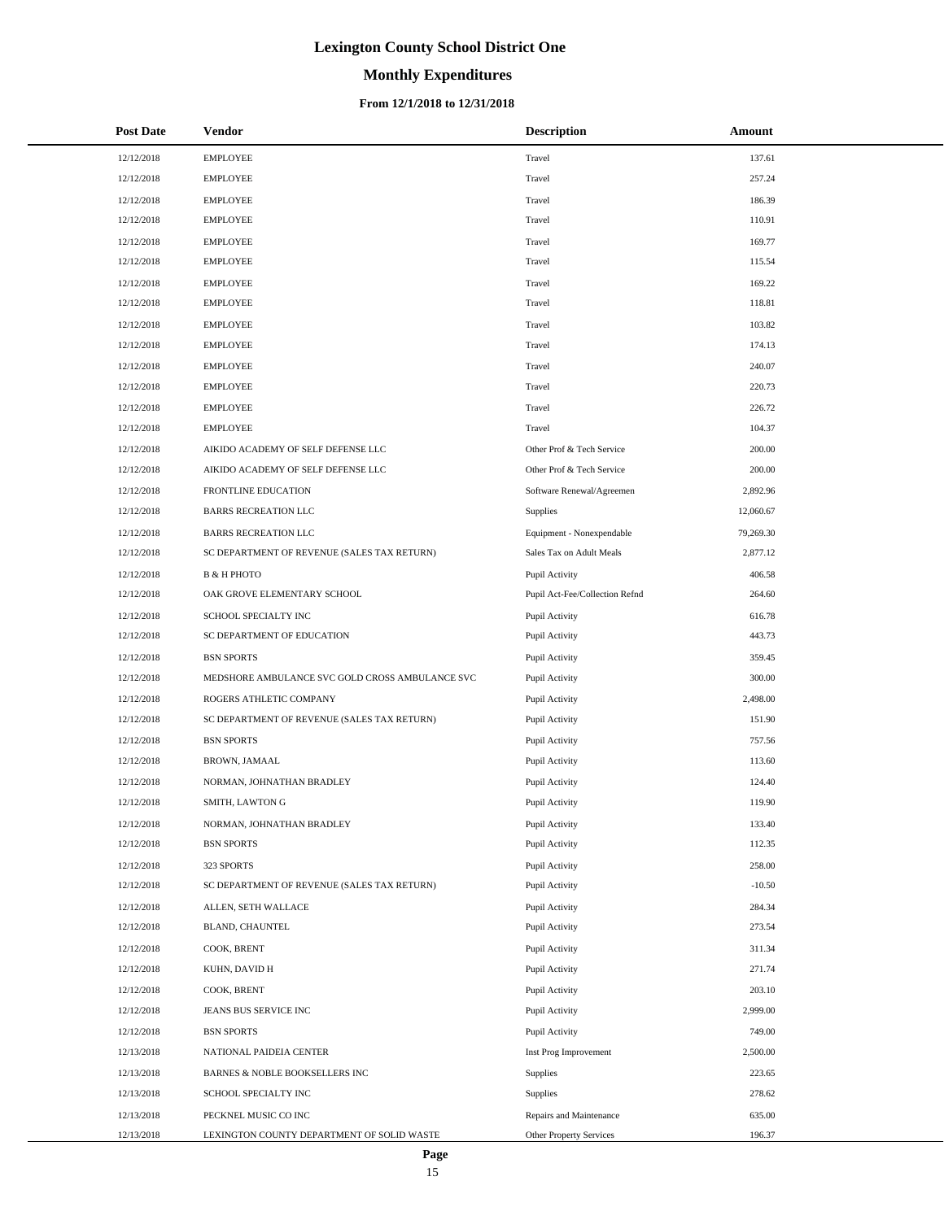# Lexington County School District One

## Monthly Expenditures

### From 12/1/2018 to 12/31/2018

| Post Date | Vendor | Description | Amount |
|---|---|---|---|
| 12/12/2018 | EMPLOYEE | Travel | 137.61 |
| 12/12/2018 | EMPLOYEE | Travel | 257.24 |
| 12/12/2018 | EMPLOYEE | Travel | 186.39 |
| 12/12/2018 | EMPLOYEE | Travel | 110.91 |
| 12/12/2018 | EMPLOYEE | Travel | 169.77 |
| 12/12/2018 | EMPLOYEE | Travel | 115.54 |
| 12/12/2018 | EMPLOYEE | Travel | 169.22 |
| 12/12/2018 | EMPLOYEE | Travel | 118.81 |
| 12/12/2018 | EMPLOYEE | Travel | 103.82 |
| 12/12/2018 | EMPLOYEE | Travel | 174.13 |
| 12/12/2018 | EMPLOYEE | Travel | 240.07 |
| 12/12/2018 | EMPLOYEE | Travel | 220.73 |
| 12/12/2018 | EMPLOYEE | Travel | 226.72 |
| 12/12/2018 | EMPLOYEE | Travel | 104.37 |
| 12/12/2018 | AIKIDO ACADEMY OF SELF DEFENSE LLC | Other Prof & Tech Service | 200.00 |
| 12/12/2018 | AIKIDO ACADEMY OF SELF DEFENSE LLC | Other Prof & Tech Service | 200.00 |
| 12/12/2018 | FRONTLINE EDUCATION | Software Renewal/Agreemen | 2,892.96 |
| 12/12/2018 | BARRS RECREATION LLC | Supplies | 12,060.67 |
| 12/12/2018 | BARRS RECREATION LLC | Equipment - Nonexpendable | 79,269.30 |
| 12/12/2018 | SC DEPARTMENT OF REVENUE (SALES TAX RETURN) | Sales Tax on Adult Meals | 2,877.12 |
| 12/12/2018 | B & H PHOTO | Pupil Activity | 406.58 |
| 12/12/2018 | OAK GROVE ELEMENTARY SCHOOL | Pupil Act-Fee/Collection Refnd | 264.60 |
| 12/12/2018 | SCHOOL SPECIALTY INC | Pupil Activity | 616.78 |
| 12/12/2018 | SC DEPARTMENT OF EDUCATION | Pupil Activity | 443.73 |
| 12/12/2018 | BSN SPORTS | Pupil Activity | 359.45 |
| 12/12/2018 | MEDSHORE AMBULANCE SVC GOLD CROSS AMBULANCE SVC | Pupil Activity | 300.00 |
| 12/12/2018 | ROGERS ATHLETIC COMPANY | Pupil Activity | 2,498.00 |
| 12/12/2018 | SC DEPARTMENT OF REVENUE (SALES TAX RETURN) | Pupil Activity | 151.90 |
| 12/12/2018 | BSN SPORTS | Pupil Activity | 757.56 |
| 12/12/2018 | BROWN, JAMAAL | Pupil Activity | 113.60 |
| 12/12/2018 | NORMAN, JOHNATHAN BRADLEY | Pupil Activity | 124.40 |
| 12/12/2018 | SMITH, LAWTON G | Pupil Activity | 119.90 |
| 12/12/2018 | NORMAN, JOHNATHAN BRADLEY | Pupil Activity | 133.40 |
| 12/12/2018 | BSN SPORTS | Pupil Activity | 112.35 |
| 12/12/2018 | 323 SPORTS | Pupil Activity | 258.00 |
| 12/12/2018 | SC DEPARTMENT OF REVENUE (SALES TAX RETURN) | Pupil Activity | -10.50 |
| 12/12/2018 | ALLEN, SETH WALLACE | Pupil Activity | 284.34 |
| 12/12/2018 | BLAND, CHAUNTEL | Pupil Activity | 273.54 |
| 12/12/2018 | COOK, BRENT | Pupil Activity | 311.34 |
| 12/12/2018 | KUHN, DAVID H | Pupil Activity | 271.74 |
| 12/12/2018 | COOK, BRENT | Pupil Activity | 203.10 |
| 12/12/2018 | JEANS BUS SERVICE INC | Pupil Activity | 2,999.00 |
| 12/12/2018 | BSN SPORTS | Pupil Activity | 749.00 |
| 12/13/2018 | NATIONAL PAIDEIA CENTER | Inst Prog Improvement | 2,500.00 |
| 12/13/2018 | BARNES & NOBLE BOOKSELLERS INC | Supplies | 223.65 |
| 12/13/2018 | SCHOOL SPECIALTY INC | Supplies | 278.62 |
| 12/13/2018 | PECKNEL MUSIC CO INC | Repairs and Maintenance | 635.00 |
| 12/13/2018 | LEXINGTON COUNTY DEPARTMENT OF SOLID WASTE | Other Property Services | 196.37 |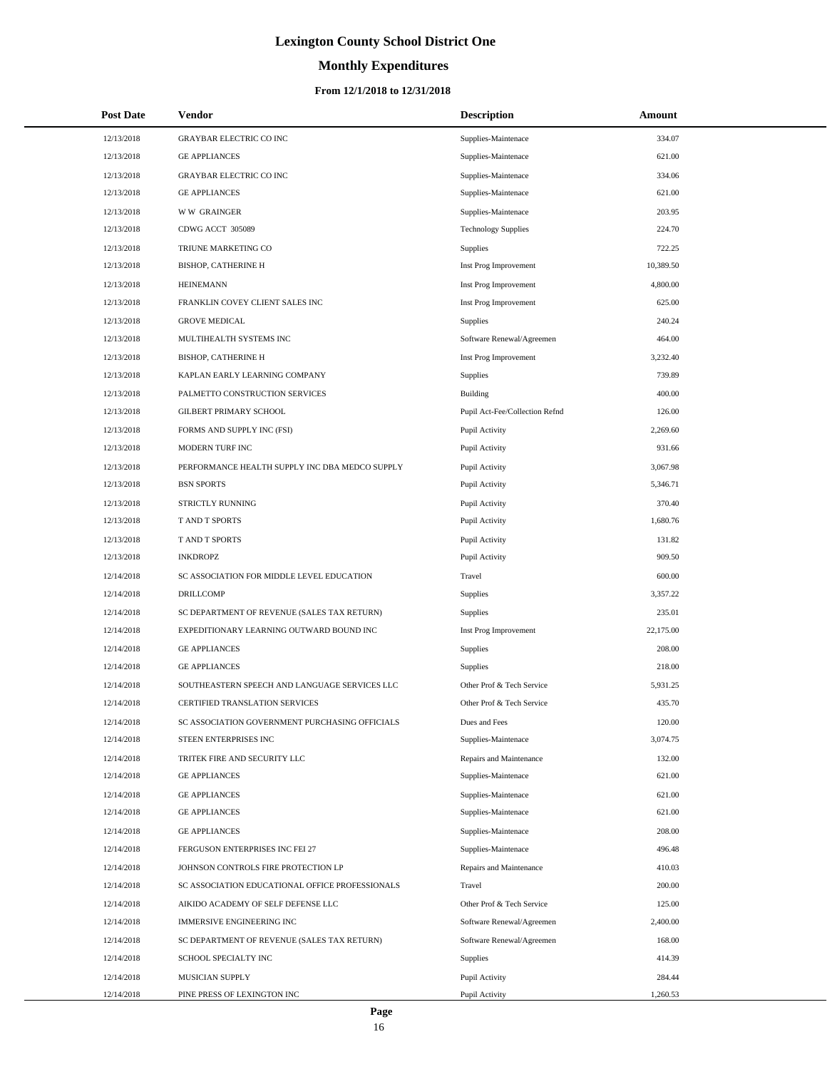# Lexington County School District One

## Monthly Expenditures

### From 12/1/2018 to 12/31/2018

| Post Date | Vendor | Description | Amount |
|---|---|---|---|
| 12/13/2018 | GRAYBAR ELECTRIC CO INC | Supplies-Maintenace | 334.07 |
| 12/13/2018 | GE APPLIANCES | Supplies-Maintenace | 621.00 |
| 12/13/2018 | GRAYBAR ELECTRIC CO INC | Supplies-Maintenace | 334.06 |
| 12/13/2018 | GE APPLIANCES | Supplies-Maintenace | 621.00 |
| 12/13/2018 | W W GRAINGER | Supplies-Maintenace | 203.95 |
| 12/13/2018 | CDWG ACCT 305089 | Technology Supplies | 224.70 |
| 12/13/2018 | TRIUNE MARKETING CO | Supplies | 722.25 |
| 12/13/2018 | BISHOP, CATHERINE H | Inst Prog Improvement | 10,389.50 |
| 12/13/2018 | HEINEMANN | Inst Prog Improvement | 4,800.00 |
| 12/13/2018 | FRANKLIN COVEY CLIENT SALES INC | Inst Prog Improvement | 625.00 |
| 12/13/2018 | GROVE MEDICAL | Supplies | 240.24 |
| 12/13/2018 | MULTIHEALTH SYSTEMS INC | Software Renewal/Agreemen | 464.00 |
| 12/13/2018 | BISHOP, CATHERINE H | Inst Prog Improvement | 3,232.40 |
| 12/13/2018 | KAPLAN EARLY LEARNING COMPANY | Supplies | 739.89 |
| 12/13/2018 | PALMETTO CONSTRUCTION SERVICES | Building | 400.00 |
| 12/13/2018 | GILBERT PRIMARY SCHOOL | Pupil Act-Fee/Collection Refnd | 126.00 |
| 12/13/2018 | FORMS AND SUPPLY INC (FSI) | Pupil Activity | 2,269.60 |
| 12/13/2018 | MODERN TURF INC | Pupil Activity | 931.66 |
| 12/13/2018 | PERFORMANCE HEALTH SUPPLY INC DBA MEDCO SUPPLY | Pupil Activity | 3,067.98 |
| 12/13/2018 | BSN SPORTS | Pupil Activity | 5,346.71 |
| 12/13/2018 | STRICTLY RUNNING | Pupil Activity | 370.40 |
| 12/13/2018 | T AND T SPORTS | Pupil Activity | 1,680.76 |
| 12/13/2018 | T AND T SPORTS | Pupil Activity | 131.82 |
| 12/13/2018 | INKDROPZ | Pupil Activity | 909.50 |
| 12/14/2018 | SC ASSOCIATION FOR MIDDLE LEVEL EDUCATION | Travel | 600.00 |
| 12/14/2018 | DRILLCOMP | Supplies | 3,357.22 |
| 12/14/2018 | SC DEPARTMENT OF REVENUE (SALES TAX RETURN) | Supplies | 235.01 |
| 12/14/2018 | EXPEDITIONARY LEARNING OUTWARD BOUND INC | Inst Prog Improvement | 22,175.00 |
| 12/14/2018 | GE APPLIANCES | Supplies | 208.00 |
| 12/14/2018 | GE APPLIANCES | Supplies | 218.00 |
| 12/14/2018 | SOUTHEASTERN SPEECH AND LANGUAGE SERVICES LLC | Other Prof & Tech Service | 5,931.25 |
| 12/14/2018 | CERTIFIED TRANSLATION SERVICES | Other Prof & Tech Service | 435.70 |
| 12/14/2018 | SC ASSOCIATION GOVERNMENT PURCHASING OFFICIALS | Dues and Fees | 120.00 |
| 12/14/2018 | STEEN ENTERPRISES INC | Supplies-Maintenace | 3,074.75 |
| 12/14/2018 | TRITEK FIRE AND SECURITY LLC | Repairs and Maintenance | 132.00 |
| 12/14/2018 | GE APPLIANCES | Supplies-Maintenace | 621.00 |
| 12/14/2018 | GE APPLIANCES | Supplies-Maintenace | 621.00 |
| 12/14/2018 | GE APPLIANCES | Supplies-Maintenace | 621.00 |
| 12/14/2018 | GE APPLIANCES | Supplies-Maintenace | 208.00 |
| 12/14/2018 | FERGUSON ENTERPRISES INC FEI 27 | Supplies-Maintenace | 496.48 |
| 12/14/2018 | JOHNSON CONTROLS FIRE PROTECTION LP | Repairs and Maintenance | 410.03 |
| 12/14/2018 | SC ASSOCIATION EDUCATIONAL OFFICE PROFESSIONALS | Travel | 200.00 |
| 12/14/2018 | AIKIDO ACADEMY OF SELF DEFENSE LLC | Other Prof & Tech Service | 125.00 |
| 12/14/2018 | IMMERSIVE ENGINEERING INC | Software Renewal/Agreemen | 2,400.00 |
| 12/14/2018 | SC DEPARTMENT OF REVENUE (SALES TAX RETURN) | Software Renewal/Agreemen | 168.00 |
| 12/14/2018 | SCHOOL SPECIALTY INC | Supplies | 414.39 |
| 12/14/2018 | MUSICIAN SUPPLY | Pupil Activity | 284.44 |
| 12/14/2018 | PINE PRESS OF LEXINGTON INC | Pupil Activity | 1,260.53 |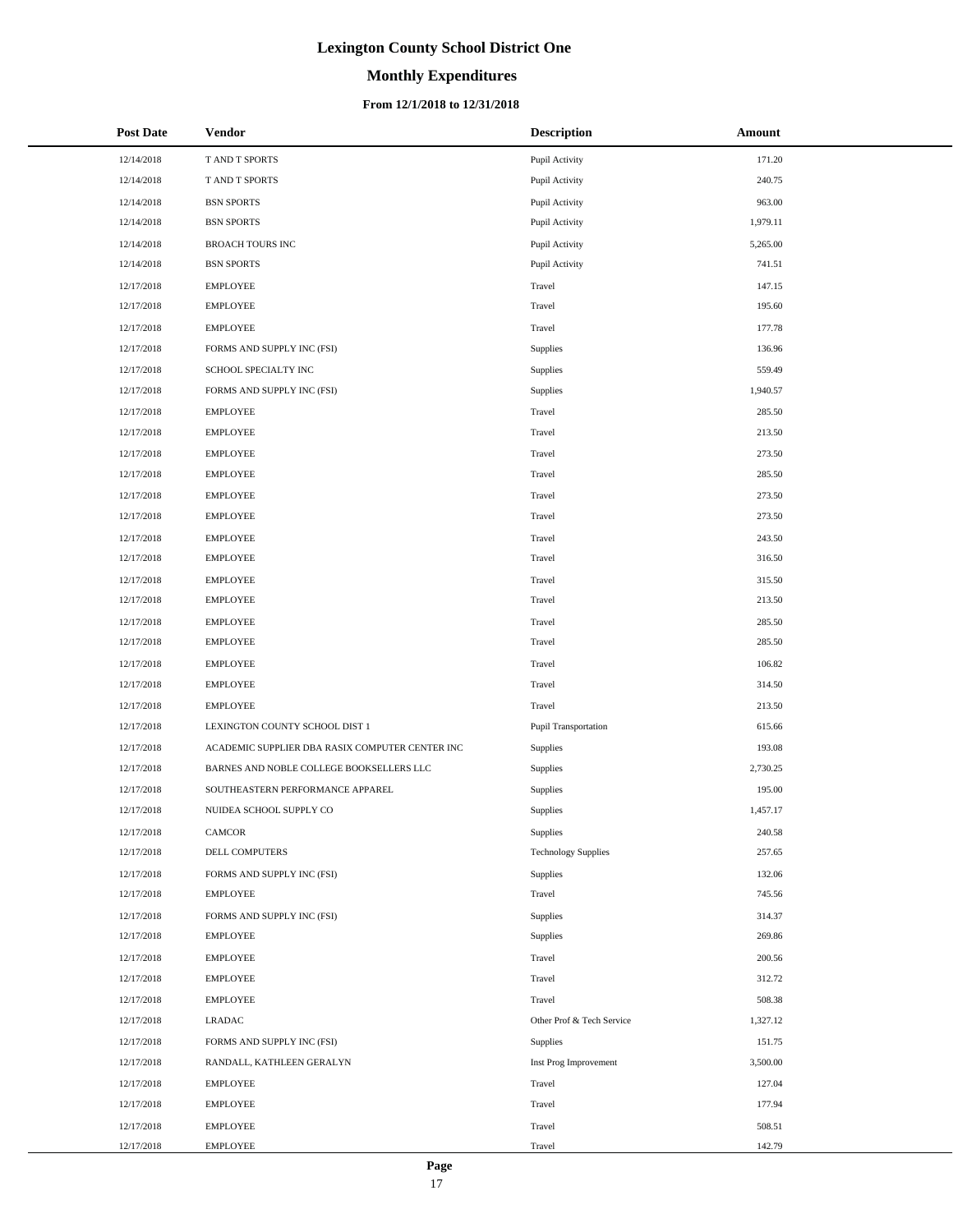# Lexington County School District One

## Monthly Expenditures

### From 12/1/2018 to 12/31/2018

| Post Date | Vendor | Description | Amount |
|---|---|---|---|
| 12/14/2018 | T AND T SPORTS | Pupil Activity | 171.20 |
| 12/14/2018 | T AND T SPORTS | Pupil Activity | 240.75 |
| 12/14/2018 | BSN SPORTS | Pupil Activity | 963.00 |
| 12/14/2018 | BSN SPORTS | Pupil Activity | 1,979.11 |
| 12/14/2018 | BROACH TOURS INC | Pupil Activity | 5,265.00 |
| 12/14/2018 | BSN SPORTS | Pupil Activity | 741.51 |
| 12/17/2018 | EMPLOYEE | Travel | 147.15 |
| 12/17/2018 | EMPLOYEE | Travel | 195.60 |
| 12/17/2018 | EMPLOYEE | Travel | 177.78 |
| 12/17/2018 | FORMS AND SUPPLY INC (FSI) | Supplies | 136.96 |
| 12/17/2018 | SCHOOL SPECIALTY INC | Supplies | 559.49 |
| 12/17/2018 | FORMS AND SUPPLY INC (FSI) | Supplies | 1,940.57 |
| 12/17/2018 | EMPLOYEE | Travel | 285.50 |
| 12/17/2018 | EMPLOYEE | Travel | 213.50 |
| 12/17/2018 | EMPLOYEE | Travel | 273.50 |
| 12/17/2018 | EMPLOYEE | Travel | 285.50 |
| 12/17/2018 | EMPLOYEE | Travel | 273.50 |
| 12/17/2018 | EMPLOYEE | Travel | 273.50 |
| 12/17/2018 | EMPLOYEE | Travel | 243.50 |
| 12/17/2018 | EMPLOYEE | Travel | 316.50 |
| 12/17/2018 | EMPLOYEE | Travel | 315.50 |
| 12/17/2018 | EMPLOYEE | Travel | 213.50 |
| 12/17/2018 | EMPLOYEE | Travel | 285.50 |
| 12/17/2018 | EMPLOYEE | Travel | 285.50 |
| 12/17/2018 | EMPLOYEE | Travel | 106.82 |
| 12/17/2018 | EMPLOYEE | Travel | 314.50 |
| 12/17/2018 | EMPLOYEE | Travel | 213.50 |
| 12/17/2018 | LEXINGTON COUNTY SCHOOL DIST 1 | Pupil Transportation | 615.66 |
| 12/17/2018 | ACADEMIC SUPPLIER DBA RASIX COMPUTER CENTER INC | Supplies | 193.08 |
| 12/17/2018 | BARNES AND NOBLE COLLEGE BOOKSELLERS LLC | Supplies | 2,730.25 |
| 12/17/2018 | SOUTHEASTERN PERFORMANCE APPAREL | Supplies | 195.00 |
| 12/17/2018 | NUIDEA SCHOOL SUPPLY CO | Supplies | 1,457.17 |
| 12/17/2018 | CAMCOR | Supplies | 240.58 |
| 12/17/2018 | DELL COMPUTERS | Technology Supplies | 257.65 |
| 12/17/2018 | FORMS AND SUPPLY INC (FSI) | Supplies | 132.06 |
| 12/17/2018 | EMPLOYEE | Travel | 745.56 |
| 12/17/2018 | FORMS AND SUPPLY INC (FSI) | Supplies | 314.37 |
| 12/17/2018 | EMPLOYEE | Supplies | 269.86 |
| 12/17/2018 | EMPLOYEE | Travel | 200.56 |
| 12/17/2018 | EMPLOYEE | Travel | 312.72 |
| 12/17/2018 | EMPLOYEE | Travel | 508.38 |
| 12/17/2018 | LRADAC | Other Prof & Tech Service | 1,327.12 |
| 12/17/2018 | FORMS AND SUPPLY INC (FSI) | Supplies | 151.75 |
| 12/17/2018 | RANDALL, KATHLEEN GERALYN | Inst Prog Improvement | 3,500.00 |
| 12/17/2018 | EMPLOYEE | Travel | 127.04 |
| 12/17/2018 | EMPLOYEE | Travel | 177.94 |
| 12/17/2018 | EMPLOYEE | Travel | 508.51 |
| 12/17/2018 | EMPLOYEE | Travel | 142.79 |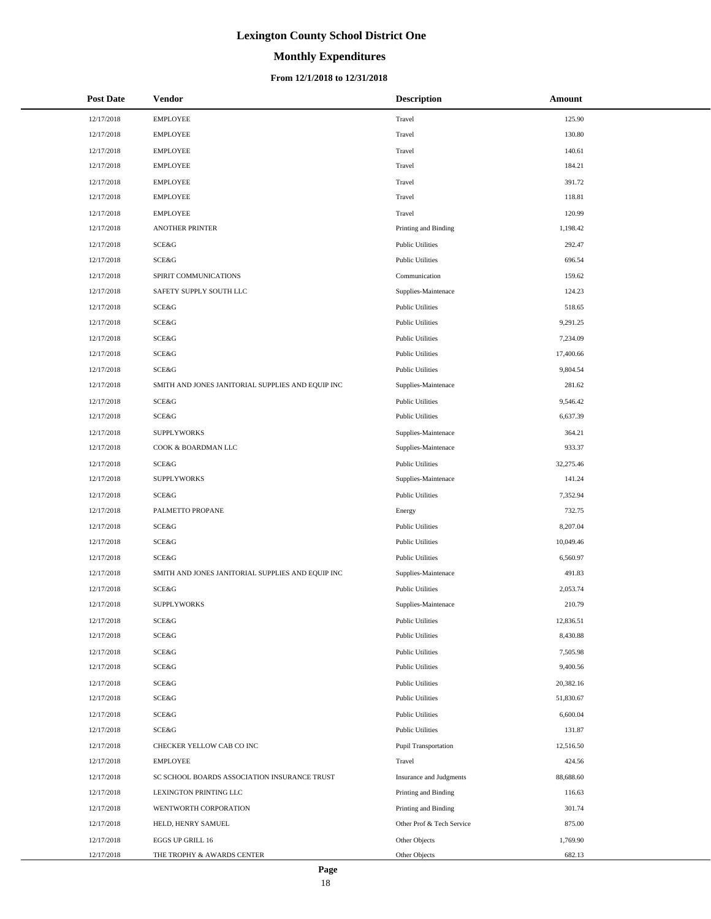# Lexington County School District One

## Monthly Expenditures

### From 12/1/2018 to 12/31/2018

| Post Date | Vendor | Description | Amount |
|---|---|---|---|
| 12/17/2018 | EMPLOYEE | Travel | 125.90 |
| 12/17/2018 | EMPLOYEE | Travel | 130.80 |
| 12/17/2018 | EMPLOYEE | Travel | 140.61 |
| 12/17/2018 | EMPLOYEE | Travel | 184.21 |
| 12/17/2018 | EMPLOYEE | Travel | 391.72 |
| 12/17/2018 | EMPLOYEE | Travel | 118.81 |
| 12/17/2018 | EMPLOYEE | Travel | 120.99 |
| 12/17/2018 | ANOTHER PRINTER | Printing and Binding | 1,198.42 |
| 12/17/2018 | SCE&G | Public Utilities | 292.47 |
| 12/17/2018 | SCE&G | Public Utilities | 696.54 |
| 12/17/2018 | SPIRIT COMMUNICATIONS | Communication | 159.62 |
| 12/17/2018 | SAFETY SUPPLY SOUTH LLC | Supplies-Maintenace | 124.23 |
| 12/17/2018 | SCE&G | Public Utilities | 518.65 |
| 12/17/2018 | SCE&G | Public Utilities | 9,291.25 |
| 12/17/2018 | SCE&G | Public Utilities | 7,234.09 |
| 12/17/2018 | SCE&G | Public Utilities | 17,400.66 |
| 12/17/2018 | SCE&G | Public Utilities | 9,804.54 |
| 12/17/2018 | SMITH AND JONES JANITORIAL SUPPLIES AND EQUIP INC | Supplies-Maintenace | 281.62 |
| 12/17/2018 | SCE&G | Public Utilities | 9,546.42 |
| 12/17/2018 | SCE&G | Public Utilities | 6,637.39 |
| 12/17/2018 | SUPPLYWORKS | Supplies-Maintenace | 364.21 |
| 12/17/2018 | COOK & BOARDMAN LLC | Supplies-Maintenace | 933.37 |
| 12/17/2018 | SCE&G | Public Utilities | 32,275.46 |
| 12/17/2018 | SUPPLYWORKS | Supplies-Maintenace | 141.24 |
| 12/17/2018 | SCE&G | Public Utilities | 7,352.94 |
| 12/17/2018 | PALMETTO PROPANE | Energy | 732.75 |
| 12/17/2018 | SCE&G | Public Utilities | 8,207.04 |
| 12/17/2018 | SCE&G | Public Utilities | 10,049.46 |
| 12/17/2018 | SCE&G | Public Utilities | 6,560.97 |
| 12/17/2018 | SMITH AND JONES JANITORIAL SUPPLIES AND EQUIP INC | Supplies-Maintenace | 491.83 |
| 12/17/2018 | SCE&G | Public Utilities | 2,053.74 |
| 12/17/2018 | SUPPLYWORKS | Supplies-Maintenace | 210.79 |
| 12/17/2018 | SCE&G | Public Utilities | 12,836.51 |
| 12/17/2018 | SCE&G | Public Utilities | 8,430.88 |
| 12/17/2018 | SCE&G | Public Utilities | 7,505.98 |
| 12/17/2018 | SCE&G | Public Utilities | 9,400.56 |
| 12/17/2018 | SCE&G | Public Utilities | 20,382.16 |
| 12/17/2018 | SCE&G | Public Utilities | 51,830.67 |
| 12/17/2018 | SCE&G | Public Utilities | 6,600.04 |
| 12/17/2018 | SCE&G | Public Utilities | 131.87 |
| 12/17/2018 | CHECKER YELLOW CAB CO INC | Pupil Transportation | 12,516.50 |
| 12/17/2018 | EMPLOYEE | Travel | 424.56 |
| 12/17/2018 | SC SCHOOL BOARDS ASSOCIATION INSURANCE TRUST | Insurance and Judgments | 88,688.60 |
| 12/17/2018 | LEXINGTON PRINTING LLC | Printing and Binding | 116.63 |
| 12/17/2018 | WENTWORTH CORPORATION | Printing and Binding | 301.74 |
| 12/17/2018 | HELD, HENRY SAMUEL | Other Prof & Tech Service | 875.00 |
| 12/17/2018 | EGGS UP GRILL 16 | Other Objects | 1,769.90 |
| 12/17/2018 | THE TROPHY & AWARDS CENTER | Other Objects | 682.13 |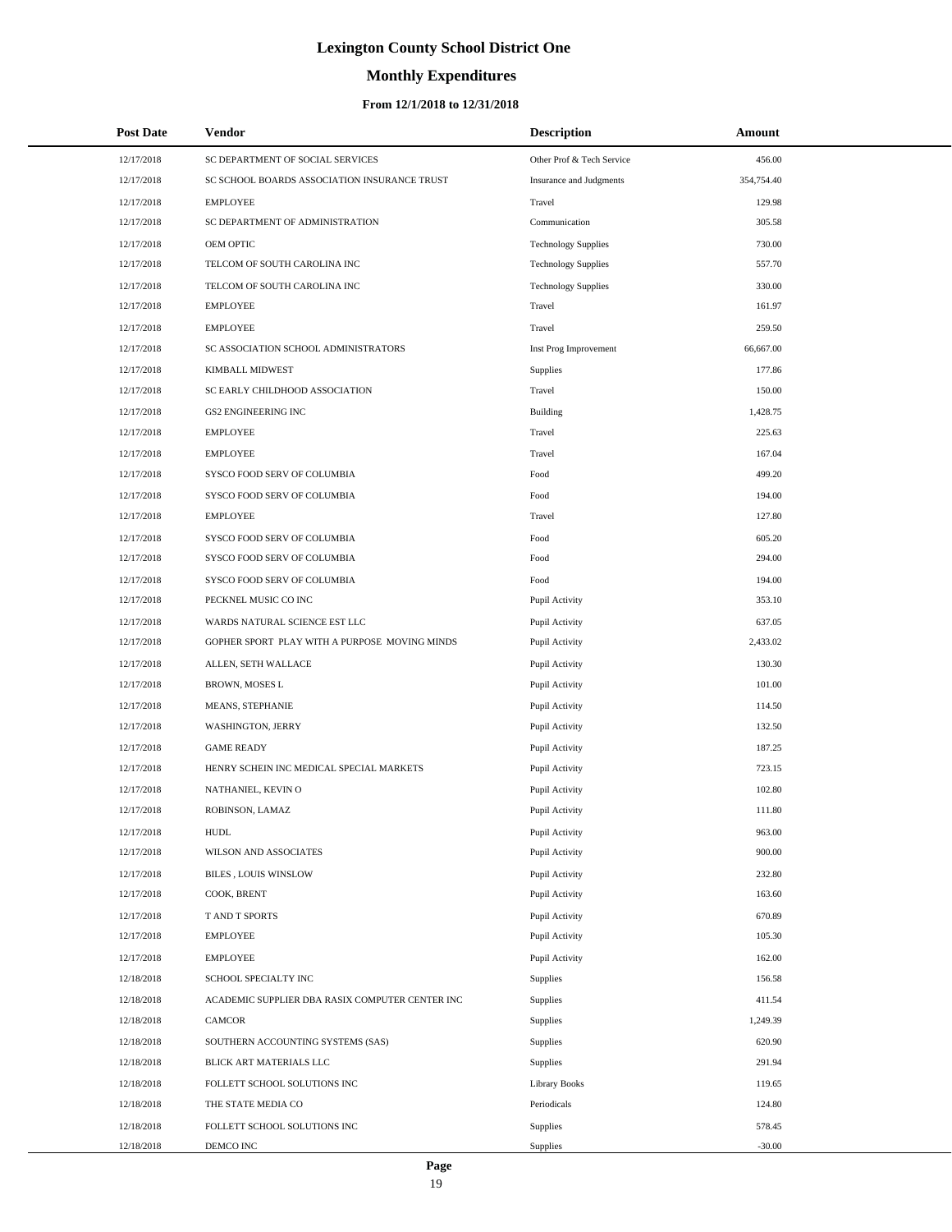# Lexington County School District One

## Monthly Expenditures

### From 12/1/2018 to 12/31/2018

| Post Date | Vendor | Description | Amount |
|---|---|---|---|
| 12/17/2018 | SC DEPARTMENT OF SOCIAL SERVICES | Other Prof & Tech Service | 456.00 |
| 12/17/2018 | SC SCHOOL BOARDS ASSOCIATION INSURANCE TRUST | Insurance and Judgments | 354,754.40 |
| 12/17/2018 | EMPLOYEE | Travel | 129.98 |
| 12/17/2018 | SC DEPARTMENT OF ADMINISTRATION | Communication | 305.58 |
| 12/17/2018 | OEM OPTIC | Technology Supplies | 730.00 |
| 12/17/2018 | TELCOM OF SOUTH CAROLINA INC | Technology Supplies | 557.70 |
| 12/17/2018 | TELCOM OF SOUTH CAROLINA INC | Technology Supplies | 330.00 |
| 12/17/2018 | EMPLOYEE | Travel | 161.97 |
| 12/17/2018 | EMPLOYEE | Travel | 259.50 |
| 12/17/2018 | SC ASSOCIATION SCHOOL ADMINISTRATORS | Inst Prog Improvement | 66,667.00 |
| 12/17/2018 | KIMBALL MIDWEST | Supplies | 177.86 |
| 12/17/2018 | SC EARLY CHILDHOOD ASSOCIATION | Travel | 150.00 |
| 12/17/2018 | GS2 ENGINEERING INC | Building | 1,428.75 |
| 12/17/2018 | EMPLOYEE | Travel | 225.63 |
| 12/17/2018 | EMPLOYEE | Travel | 167.04 |
| 12/17/2018 | SYSCO FOOD SERV OF COLUMBIA | Food | 499.20 |
| 12/17/2018 | SYSCO FOOD SERV OF COLUMBIA | Food | 194.00 |
| 12/17/2018 | EMPLOYEE | Travel | 127.80 |
| 12/17/2018 | SYSCO FOOD SERV OF COLUMBIA | Food | 605.20 |
| 12/17/2018 | SYSCO FOOD SERV OF COLUMBIA | Food | 294.00 |
| 12/17/2018 | SYSCO FOOD SERV OF COLUMBIA | Food | 194.00 |
| 12/17/2018 | PECKNEL MUSIC CO INC | Pupil Activity | 353.10 |
| 12/17/2018 | WARDS NATURAL SCIENCE EST LLC | Pupil Activity | 637.05 |
| 12/17/2018 | GOPHER SPORT PLAY WITH A PURPOSE MOVING MINDS | Pupil Activity | 2,433.02 |
| 12/17/2018 | ALLEN, SETH WALLACE | Pupil Activity | 130.30 |
| 12/17/2018 | BROWN, MOSES L | Pupil Activity | 101.00 |
| 12/17/2018 | MEANS, STEPHANIE | Pupil Activity | 114.50 |
| 12/17/2018 | WASHINGTON, JERRY | Pupil Activity | 132.50 |
| 12/17/2018 | GAME READY | Pupil Activity | 187.25 |
| 12/17/2018 | HENRY SCHEIN INC MEDICAL SPECIAL MARKETS | Pupil Activity | 723.15 |
| 12/17/2018 | NATHANIEL, KEVIN O | Pupil Activity | 102.80 |
| 12/17/2018 | ROBINSON, LAMAZ | Pupil Activity | 111.80 |
| 12/17/2018 | HUDL | Pupil Activity | 963.00 |
| 12/17/2018 | WILSON AND ASSOCIATES | Pupil Activity | 900.00 |
| 12/17/2018 | BILES , LOUIS WINSLOW | Pupil Activity | 232.80 |
| 12/17/2018 | COOK, BRENT | Pupil Activity | 163.60 |
| 12/17/2018 | T AND T SPORTS | Pupil Activity | 670.89 |
| 12/17/2018 | EMPLOYEE | Pupil Activity | 105.30 |
| 12/17/2018 | EMPLOYEE | Pupil Activity | 162.00 |
| 12/18/2018 | SCHOOL SPECIALTY INC | Supplies | 156.58 |
| 12/18/2018 | ACADEMIC SUPPLIER DBA RASIX COMPUTER CENTER INC | Supplies | 411.54 |
| 12/18/2018 | CAMCOR | Supplies | 1,249.39 |
| 12/18/2018 | SOUTHERN ACCOUNTING SYSTEMS (SAS) | Supplies | 620.90 |
| 12/18/2018 | BLICK ART MATERIALS LLC | Supplies | 291.94 |
| 12/18/2018 | FOLLETT SCHOOL SOLUTIONS INC | Library Books | 119.65 |
| 12/18/2018 | THE STATE MEDIA CO | Periodicals | 124.80 |
| 12/18/2018 | FOLLETT SCHOOL SOLUTIONS INC | Supplies | 578.45 |
| 12/18/2018 | DEMCO INC | Supplies | -30.00 |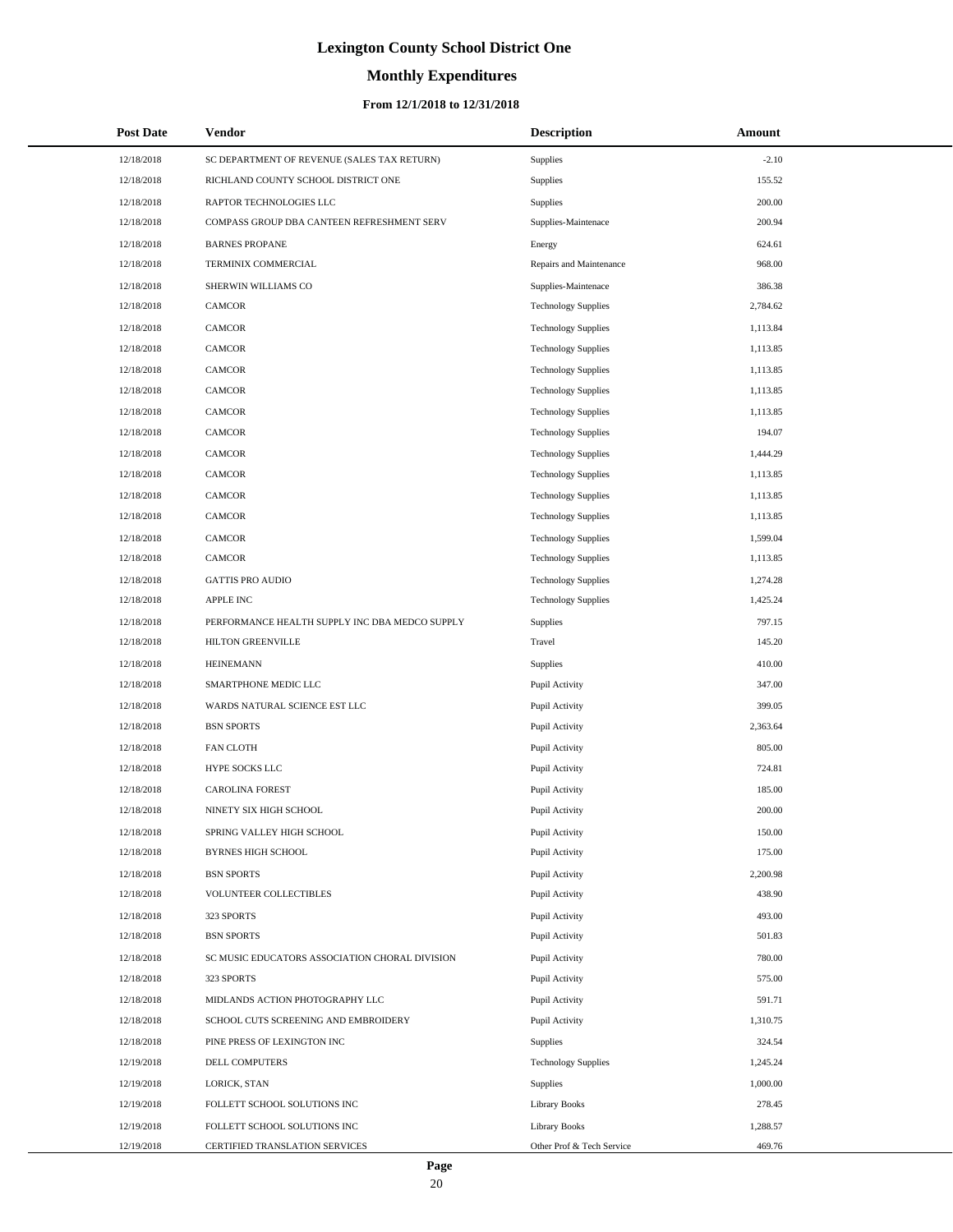# Lexington County School District One

## Monthly Expenditures

### From 12/1/2018 to 12/31/2018

| Post Date | Vendor | Description | Amount |
|---|---|---|---|
| 12/18/2018 | SC DEPARTMENT OF REVENUE (SALES TAX RETURN) | Supplies | -2.10 |
| 12/18/2018 | RICHLAND COUNTY SCHOOL DISTRICT ONE | Supplies | 155.52 |
| 12/18/2018 | RAPTOR TECHNOLOGIES LLC | Supplies | 200.00 |
| 12/18/2018 | COMPASS GROUP DBA CANTEEN REFRESHMENT SERV | Supplies-Maintenace | 200.94 |
| 12/18/2018 | BARNES PROPANE | Energy | 624.61 |
| 12/18/2018 | TERMINIX COMMERCIAL | Repairs and Maintenance | 968.00 |
| 12/18/2018 | SHERWIN WILLIAMS CO | Supplies-Maintenace | 386.38 |
| 12/18/2018 | CAMCOR | Technology Supplies | 2,784.62 |
| 12/18/2018 | CAMCOR | Technology Supplies | 1,113.84 |
| 12/18/2018 | CAMCOR | Technology Supplies | 1,113.85 |
| 12/18/2018 | CAMCOR | Technology Supplies | 1,113.85 |
| 12/18/2018 | CAMCOR | Technology Supplies | 1,113.85 |
| 12/18/2018 | CAMCOR | Technology Supplies | 1,113.85 |
| 12/18/2018 | CAMCOR | Technology Supplies | 194.07 |
| 12/18/2018 | CAMCOR | Technology Supplies | 1,444.29 |
| 12/18/2018 | CAMCOR | Technology Supplies | 1,113.85 |
| 12/18/2018 | CAMCOR | Technology Supplies | 1,113.85 |
| 12/18/2018 | CAMCOR | Technology Supplies | 1,113.85 |
| 12/18/2018 | CAMCOR | Technology Supplies | 1,599.04 |
| 12/18/2018 | CAMCOR | Technology Supplies | 1,113.85 |
| 12/18/2018 | GATTIS PRO AUDIO | Technology Supplies | 1,274.28 |
| 12/18/2018 | APPLE INC | Technology Supplies | 1,425.24 |
| 12/18/2018 | PERFORMANCE HEALTH SUPPLY INC DBA MEDCO SUPPLY | Supplies | 797.15 |
| 12/18/2018 | HILTON GREENVILLE | Travel | 145.20 |
| 12/18/2018 | HEINEMANN | Supplies | 410.00 |
| 12/18/2018 | SMARTPHONE MEDIC LLC | Pupil Activity | 347.00 |
| 12/18/2018 | WARDS NATURAL SCIENCE EST LLC | Pupil Activity | 399.05 |
| 12/18/2018 | BSN SPORTS | Pupil Activity | 2,363.64 |
| 12/18/2018 | FAN CLOTH | Pupil Activity | 805.00 |
| 12/18/2018 | HYPE SOCKS LLC | Pupil Activity | 724.81 |
| 12/18/2018 | CAROLINA FOREST | Pupil Activity | 185.00 |
| 12/18/2018 | NINETY SIX HIGH SCHOOL | Pupil Activity | 200.00 |
| 12/18/2018 | SPRING VALLEY HIGH SCHOOL | Pupil Activity | 150.00 |
| 12/18/2018 | BYRNES HIGH SCHOOL | Pupil Activity | 175.00 |
| 12/18/2018 | BSN SPORTS | Pupil Activity | 2,200.98 |
| 12/18/2018 | VOLUNTEER COLLECTIBLES | Pupil Activity | 438.90 |
| 12/18/2018 | 323 SPORTS | Pupil Activity | 493.00 |
| 12/18/2018 | BSN SPORTS | Pupil Activity | 501.83 |
| 12/18/2018 | SC MUSIC EDUCATORS ASSOCIATION CHORAL DIVISION | Pupil Activity | 780.00 |
| 12/18/2018 | 323 SPORTS | Pupil Activity | 575.00 |
| 12/18/2018 | MIDLANDS ACTION PHOTOGRAPHY LLC | Pupil Activity | 591.71 |
| 12/18/2018 | SCHOOL CUTS SCREENING AND EMBROIDERY | Pupil Activity | 1,310.75 |
| 12/18/2018 | PINE PRESS OF LEXINGTON INC | Supplies | 324.54 |
| 12/19/2018 | DELL COMPUTERS | Technology Supplies | 1,245.24 |
| 12/19/2018 | LORICK, STAN | Supplies | 1,000.00 |
| 12/19/2018 | FOLLETT SCHOOL SOLUTIONS INC | Library Books | 278.45 |
| 12/19/2018 | FOLLETT SCHOOL SOLUTIONS INC | Library Books | 1,288.57 |
| 12/19/2018 | CERTIFIED TRANSLATION SERVICES | Other Prof & Tech Service | 469.76 |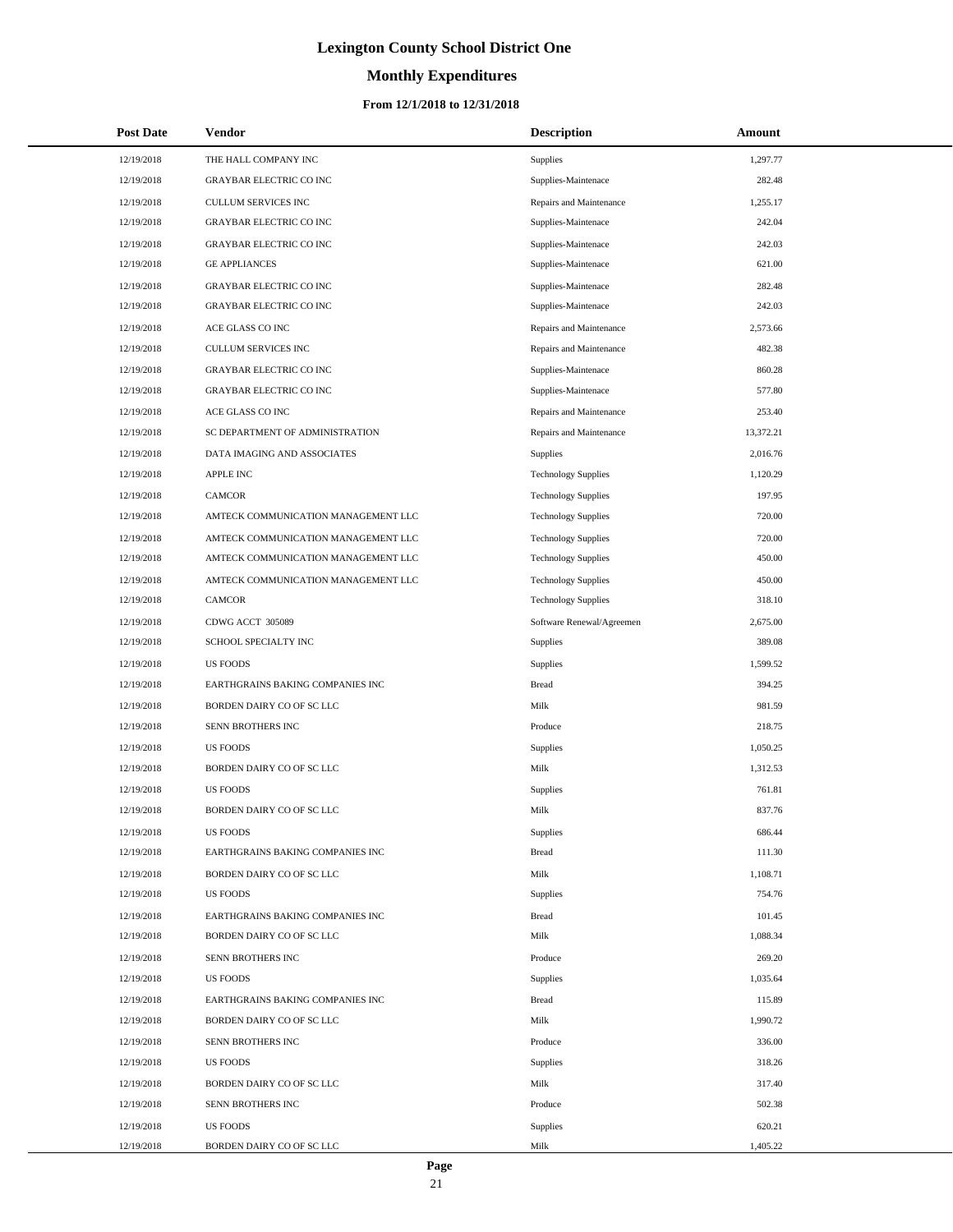# Lexington County School District One

## Monthly Expenditures

### From 12/1/2018 to 12/31/2018

| Post Date | Vendor | Description | Amount |
|---|---|---|---|
| 12/19/2018 | THE HALL COMPANY INC | Supplies | 1,297.77 |
| 12/19/2018 | GRAYBAR ELECTRIC CO INC | Supplies-Maintenace | 282.48 |
| 12/19/2018 | CULLUM SERVICES INC | Repairs and Maintenance | 1,255.17 |
| 12/19/2018 | GRAYBAR ELECTRIC CO INC | Supplies-Maintenace | 242.04 |
| 12/19/2018 | GRAYBAR ELECTRIC CO INC | Supplies-Maintenace | 242.03 |
| 12/19/2018 | GE APPLIANCES | Supplies-Maintenace | 621.00 |
| 12/19/2018 | GRAYBAR ELECTRIC CO INC | Supplies-Maintenace | 282.48 |
| 12/19/2018 | GRAYBAR ELECTRIC CO INC | Supplies-Maintenace | 242.03 |
| 12/19/2018 | ACE GLASS CO INC | Repairs and Maintenance | 2,573.66 |
| 12/19/2018 | CULLUM SERVICES INC | Repairs and Maintenance | 482.38 |
| 12/19/2018 | GRAYBAR ELECTRIC CO INC | Supplies-Maintenace | 860.28 |
| 12/19/2018 | GRAYBAR ELECTRIC CO INC | Supplies-Maintenace | 577.80 |
| 12/19/2018 | ACE GLASS CO INC | Repairs and Maintenance | 253.40 |
| 12/19/2018 | SC DEPARTMENT OF ADMINISTRATION | Repairs and Maintenance | 13,372.21 |
| 12/19/2018 | DATA IMAGING AND ASSOCIATES | Supplies | 2,016.76 |
| 12/19/2018 | APPLE INC | Technology Supplies | 1,120.29 |
| 12/19/2018 | CAMCOR | Technology Supplies | 197.95 |
| 12/19/2018 | AMTECK COMMUNICATION MANAGEMENT LLC | Technology Supplies | 720.00 |
| 12/19/2018 | AMTECK COMMUNICATION MANAGEMENT LLC | Technology Supplies | 720.00 |
| 12/19/2018 | AMTECK COMMUNICATION MANAGEMENT LLC | Technology Supplies | 450.00 |
| 12/19/2018 | AMTECK COMMUNICATION MANAGEMENT LLC | Technology Supplies | 450.00 |
| 12/19/2018 | CAMCOR | Technology Supplies | 318.10 |
| 12/19/2018 | CDWG ACCT 305089 | Software Renewal/Agreemen | 2,675.00 |
| 12/19/2018 | SCHOOL SPECIALTY INC | Supplies | 389.08 |
| 12/19/2018 | US FOODS | Supplies | 1,599.52 |
| 12/19/2018 | EARTHGRAINS BAKING COMPANIES INC | Bread | 394.25 |
| 12/19/2018 | BORDEN DAIRY CO OF SC LLC | Milk | 981.59 |
| 12/19/2018 | SENN BROTHERS INC | Produce | 218.75 |
| 12/19/2018 | US FOODS | Supplies | 1,050.25 |
| 12/19/2018 | BORDEN DAIRY CO OF SC LLC | Milk | 1,312.53 |
| 12/19/2018 | US FOODS | Supplies | 761.81 |
| 12/19/2018 | BORDEN DAIRY CO OF SC LLC | Milk | 837.76 |
| 12/19/2018 | US FOODS | Supplies | 686.44 |
| 12/19/2018 | EARTHGRAINS BAKING COMPANIES INC | Bread | 111.30 |
| 12/19/2018 | BORDEN DAIRY CO OF SC LLC | Milk | 1,108.71 |
| 12/19/2018 | US FOODS | Supplies | 754.76 |
| 12/19/2018 | EARTHGRAINS BAKING COMPANIES INC | Bread | 101.45 |
| 12/19/2018 | BORDEN DAIRY CO OF SC LLC | Milk | 1,088.34 |
| 12/19/2018 | SENN BROTHERS INC | Produce | 269.20 |
| 12/19/2018 | US FOODS | Supplies | 1,035.64 |
| 12/19/2018 | EARTHGRAINS BAKING COMPANIES INC | Bread | 115.89 |
| 12/19/2018 | BORDEN DAIRY CO OF SC LLC | Milk | 1,990.72 |
| 12/19/2018 | SENN BROTHERS INC | Produce | 336.00 |
| 12/19/2018 | US FOODS | Supplies | 318.26 |
| 12/19/2018 | BORDEN DAIRY CO OF SC LLC | Milk | 317.40 |
| 12/19/2018 | SENN BROTHERS INC | Produce | 502.38 |
| 12/19/2018 | US FOODS | Supplies | 620.21 |
| 12/19/2018 | BORDEN DAIRY CO OF SC LLC | Milk | 1,405.22 |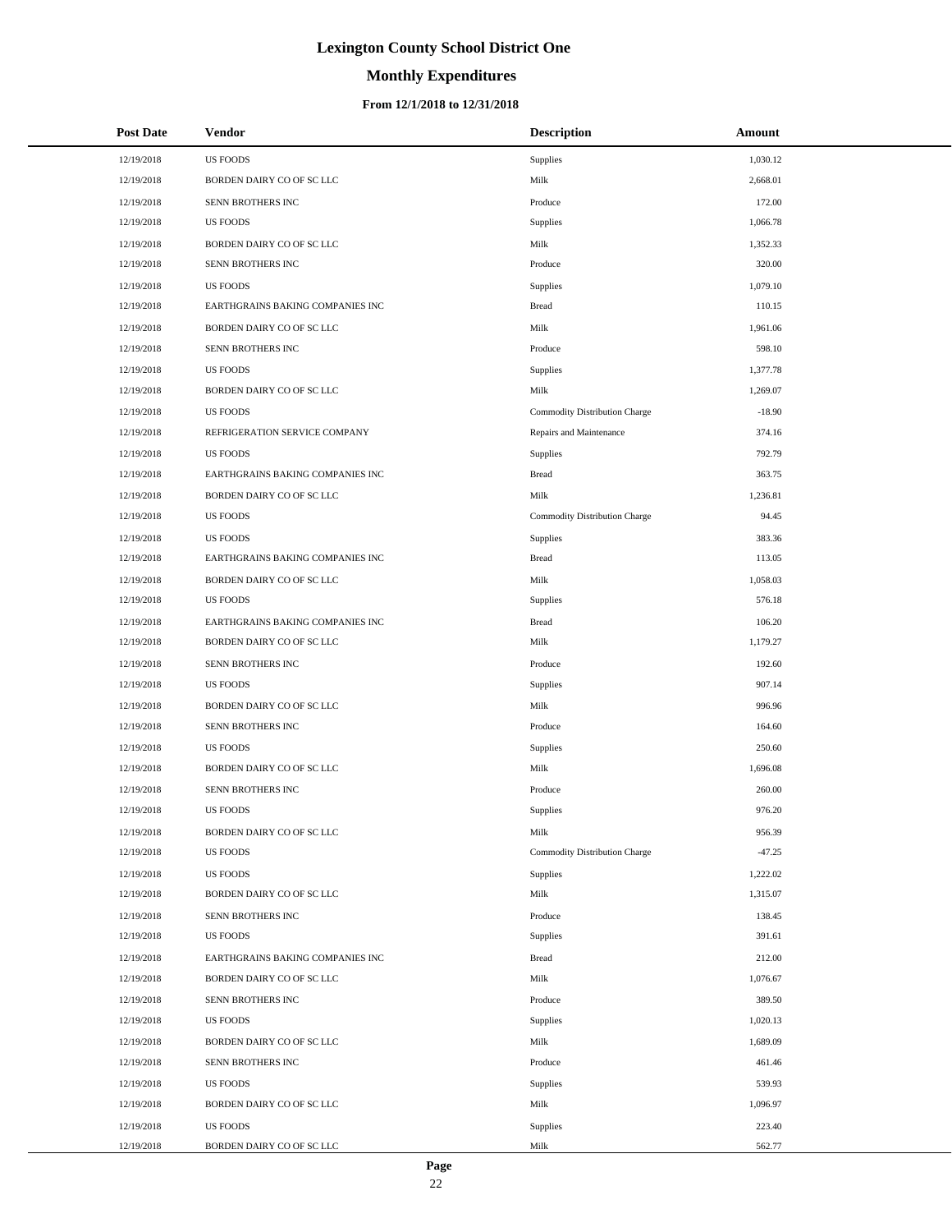# Lexington County School District One

## Monthly Expenditures

### From 12/1/2018 to 12/31/2018

| Post Date | Vendor | Description | Amount |
|---|---|---|---|
| 12/19/2018 | US FOODS | Supplies | 1,030.12 |
| 12/19/2018 | BORDEN DAIRY CO OF SC LLC | Milk | 2,668.01 |
| 12/19/2018 | SENN BROTHERS INC | Produce | 172.00 |
| 12/19/2018 | US FOODS | Supplies | 1,066.78 |
| 12/19/2018 | BORDEN DAIRY CO OF SC LLC | Milk | 1,352.33 |
| 12/19/2018 | SENN BROTHERS INC | Produce | 320.00 |
| 12/19/2018 | US FOODS | Supplies | 1,079.10 |
| 12/19/2018 | EARTHGRAINS BAKING COMPANIES INC | Bread | 110.15 |
| 12/19/2018 | BORDEN DAIRY CO OF SC LLC | Milk | 1,961.06 |
| 12/19/2018 | SENN BROTHERS INC | Produce | 598.10 |
| 12/19/2018 | US FOODS | Supplies | 1,377.78 |
| 12/19/2018 | BORDEN DAIRY CO OF SC LLC | Milk | 1,269.07 |
| 12/19/2018 | US FOODS | Commodity Distribution Charge | -18.90 |
| 12/19/2018 | REFRIGERATION SERVICE COMPANY | Repairs and Maintenance | 374.16 |
| 12/19/2018 | US FOODS | Supplies | 792.79 |
| 12/19/2018 | EARTHGRAINS BAKING COMPANIES INC | Bread | 363.75 |
| 12/19/2018 | BORDEN DAIRY CO OF SC LLC | Milk | 1,236.81 |
| 12/19/2018 | US FOODS | Commodity Distribution Charge | 94.45 |
| 12/19/2018 | US FOODS | Supplies | 383.36 |
| 12/19/2018 | EARTHGRAINS BAKING COMPANIES INC | Bread | 113.05 |
| 12/19/2018 | BORDEN DAIRY CO OF SC LLC | Milk | 1,058.03 |
| 12/19/2018 | US FOODS | Supplies | 576.18 |
| 12/19/2018 | EARTHGRAINS BAKING COMPANIES INC | Bread | 106.20 |
| 12/19/2018 | BORDEN DAIRY CO OF SC LLC | Milk | 1,179.27 |
| 12/19/2018 | SENN BROTHERS INC | Produce | 192.60 |
| 12/19/2018 | US FOODS | Supplies | 907.14 |
| 12/19/2018 | BORDEN DAIRY CO OF SC LLC | Milk | 996.96 |
| 12/19/2018 | SENN BROTHERS INC | Produce | 164.60 |
| 12/19/2018 | US FOODS | Supplies | 250.60 |
| 12/19/2018 | BORDEN DAIRY CO OF SC LLC | Milk | 1,696.08 |
| 12/19/2018 | SENN BROTHERS INC | Produce | 260.00 |
| 12/19/2018 | US FOODS | Supplies | 976.20 |
| 12/19/2018 | BORDEN DAIRY CO OF SC LLC | Milk | 956.39 |
| 12/19/2018 | US FOODS | Commodity Distribution Charge | -47.25 |
| 12/19/2018 | US FOODS | Supplies | 1,222.02 |
| 12/19/2018 | BORDEN DAIRY CO OF SC LLC | Milk | 1,315.07 |
| 12/19/2018 | SENN BROTHERS INC | Produce | 138.45 |
| 12/19/2018 | US FOODS | Supplies | 391.61 |
| 12/19/2018 | EARTHGRAINS BAKING COMPANIES INC | Bread | 212.00 |
| 12/19/2018 | BORDEN DAIRY CO OF SC LLC | Milk | 1,076.67 |
| 12/19/2018 | SENN BROTHERS INC | Produce | 389.50 |
| 12/19/2018 | US FOODS | Supplies | 1,020.13 |
| 12/19/2018 | BORDEN DAIRY CO OF SC LLC | Milk | 1,689.09 |
| 12/19/2018 | SENN BROTHERS INC | Produce | 461.46 |
| 12/19/2018 | US FOODS | Supplies | 539.93 |
| 12/19/2018 | BORDEN DAIRY CO OF SC LLC | Milk | 1,096.97 |
| 12/19/2018 | US FOODS | Supplies | 223.40 |
| 12/19/2018 | BORDEN DAIRY CO OF SC LLC | Milk | 562.77 |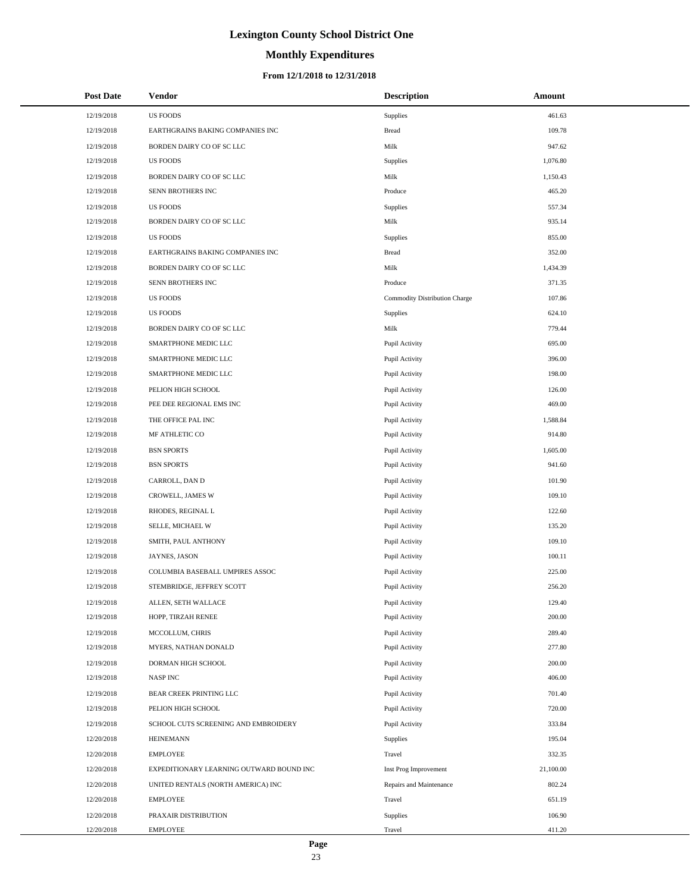# Lexington County School District One

## Monthly Expenditures

### From 12/1/2018 to 12/31/2018

| Post Date | Vendor | Description | Amount |
|---|---|---|---|
| 12/19/2018 | US FOODS | Supplies | 461.63 |
| 12/19/2018 | EARTHGRAINS BAKING COMPANIES INC | Bread | 109.78 |
| 12/19/2018 | BORDEN DAIRY CO OF SC LLC | Milk | 947.62 |
| 12/19/2018 | US FOODS | Supplies | 1,076.80 |
| 12/19/2018 | BORDEN DAIRY CO OF SC LLC | Milk | 1,150.43 |
| 12/19/2018 | SENN BROTHERS INC | Produce | 465.20 |
| 12/19/2018 | US FOODS | Supplies | 557.34 |
| 12/19/2018 | BORDEN DAIRY CO OF SC LLC | Milk | 935.14 |
| 12/19/2018 | US FOODS | Supplies | 855.00 |
| 12/19/2018 | EARTHGRAINS BAKING COMPANIES INC | Bread | 352.00 |
| 12/19/2018 | BORDEN DAIRY CO OF SC LLC | Milk | 1,434.39 |
| 12/19/2018 | SENN BROTHERS INC | Produce | 371.35 |
| 12/19/2018 | US FOODS | Commodity Distribution Charge | 107.86 |
| 12/19/2018 | US FOODS | Supplies | 624.10 |
| 12/19/2018 | BORDEN DAIRY CO OF SC LLC | Milk | 779.44 |
| 12/19/2018 | SMARTPHONE MEDIC LLC | Pupil Activity | 695.00 |
| 12/19/2018 | SMARTPHONE MEDIC LLC | Pupil Activity | 396.00 |
| 12/19/2018 | SMARTPHONE MEDIC LLC | Pupil Activity | 198.00 |
| 12/19/2018 | PELION HIGH SCHOOL | Pupil Activity | 126.00 |
| 12/19/2018 | PEE DEE REGIONAL EMS INC | Pupil Activity | 469.00 |
| 12/19/2018 | THE OFFICE PAL INC | Pupil Activity | 1,588.84 |
| 12/19/2018 | MF ATHLETIC CO | Pupil Activity | 914.80 |
| 12/19/2018 | BSN SPORTS | Pupil Activity | 1,605.00 |
| 12/19/2018 | BSN SPORTS | Pupil Activity | 941.60 |
| 12/19/2018 | CARROLL, DAN D | Pupil Activity | 101.90 |
| 12/19/2018 | CROWELL, JAMES W | Pupil Activity | 109.10 |
| 12/19/2018 | RHODES, REGINAL L | Pupil Activity | 122.60 |
| 12/19/2018 | SELLE, MICHAEL W | Pupil Activity | 135.20 |
| 12/19/2018 | SMITH, PAUL ANTHONY | Pupil Activity | 109.10 |
| 12/19/2018 | JAYNES, JASON | Pupil Activity | 100.11 |
| 12/19/2018 | COLUMBIA BASEBALL UMPIRES ASSOC | Pupil Activity | 225.00 |
| 12/19/2018 | STEMBRIDGE, JEFFREY SCOTT | Pupil Activity | 256.20 |
| 12/19/2018 | ALLEN, SETH WALLACE | Pupil Activity | 129.40 |
| 12/19/2018 | HOPP, TIRZAH RENEE | Pupil Activity | 200.00 |
| 12/19/2018 | MCCOLLUM, CHRIS | Pupil Activity | 289.40 |
| 12/19/2018 | MYERS, NATHAN DONALD | Pupil Activity | 277.80 |
| 12/19/2018 | DORMAN HIGH SCHOOL | Pupil Activity | 200.00 |
| 12/19/2018 | NASP INC | Pupil Activity | 406.00 |
| 12/19/2018 | BEAR CREEK PRINTING LLC | Pupil Activity | 701.40 |
| 12/19/2018 | PELION HIGH SCHOOL | Pupil Activity | 720.00 |
| 12/19/2018 | SCHOOL CUTS SCREENING AND EMBROIDERY | Pupil Activity | 333.84 |
| 12/20/2018 | HEINEMANN | Supplies | 195.04 |
| 12/20/2018 | EMPLOYEE | Travel | 332.35 |
| 12/20/2018 | EXPEDITIONARY LEARNING OUTWARD BOUND INC | Inst Prog Improvement | 21,100.00 |
| 12/20/2018 | UNITED RENTALS (NORTH AMERICA) INC | Repairs and Maintenance | 802.24 |
| 12/20/2018 | EMPLOYEE | Travel | 651.19 |
| 12/20/2018 | PRAXAIR DISTRIBUTION | Supplies | 106.90 |
| 12/20/2018 | EMPLOYEE | Travel | 411.20 |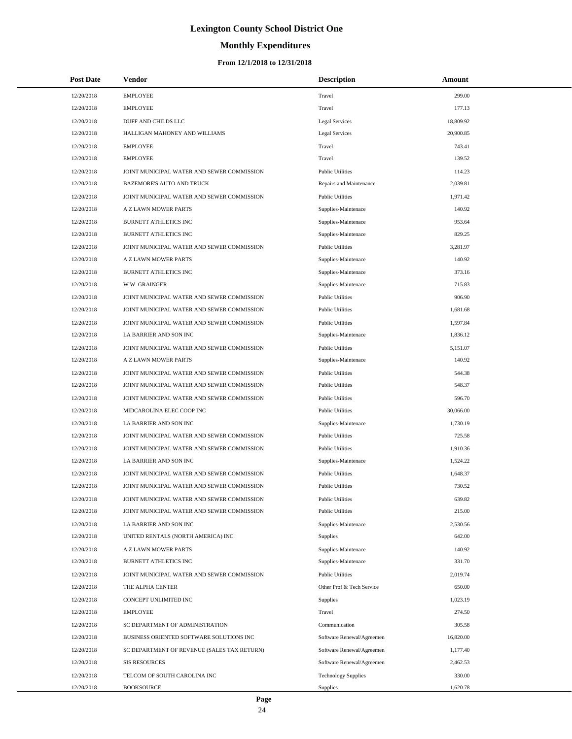# Lexington County School District One

## Monthly Expenditures

### From 12/1/2018 to 12/31/2018

| Post Date | Vendor | Description | Amount |
|---|---|---|---|
| 12/20/2018 | EMPLOYEE | Travel | 299.00 |
| 12/20/2018 | EMPLOYEE | Travel | 177.13 |
| 12/20/2018 | DUFF AND CHILDS LLC | Legal Services | 18,809.92 |
| 12/20/2018 | HALLIGAN MAHONEY AND WILLIAMS | Legal Services | 20,900.85 |
| 12/20/2018 | EMPLOYEE | Travel | 743.41 |
| 12/20/2018 | EMPLOYEE | Travel | 139.52 |
| 12/20/2018 | JOINT MUNICIPAL WATER AND SEWER COMMISSION | Public Utilities | 114.23 |
| 12/20/2018 | BAZEMORE'S AUTO AND TRUCK | Repairs and Maintenance | 2,039.81 |
| 12/20/2018 | JOINT MUNICIPAL WATER AND SEWER COMMISSION | Public Utilities | 1,971.42 |
| 12/20/2018 | A Z LAWN MOWER PARTS | Supplies-Maintenace | 140.92 |
| 12/20/2018 | BURNETT ATHLETICS INC | Supplies-Maintenace | 953.64 |
| 12/20/2018 | BURNETT ATHLETICS INC | Supplies-Maintenace | 829.25 |
| 12/20/2018 | JOINT MUNICIPAL WATER AND SEWER COMMISSION | Public Utilities | 3,281.97 |
| 12/20/2018 | A Z LAWN MOWER PARTS | Supplies-Maintenace | 140.92 |
| 12/20/2018 | BURNETT ATHLETICS INC | Supplies-Maintenace | 373.16 |
| 12/20/2018 | W W GRAINGER | Supplies-Maintenace | 715.83 |
| 12/20/2018 | JOINT MUNICIPAL WATER AND SEWER COMMISSION | Public Utilities | 906.90 |
| 12/20/2018 | JOINT MUNICIPAL WATER AND SEWER COMMISSION | Public Utilities | 1,681.68 |
| 12/20/2018 | JOINT MUNICIPAL WATER AND SEWER COMMISSION | Public Utilities | 1,597.84 |
| 12/20/2018 | LA BARRIER AND SON INC | Supplies-Maintenace | 1,836.12 |
| 12/20/2018 | JOINT MUNICIPAL WATER AND SEWER COMMISSION | Public Utilities | 5,151.07 |
| 12/20/2018 | A Z LAWN MOWER PARTS | Supplies-Maintenace | 140.92 |
| 12/20/2018 | JOINT MUNICIPAL WATER AND SEWER COMMISSION | Public Utilities | 544.38 |
| 12/20/2018 | JOINT MUNICIPAL WATER AND SEWER COMMISSION | Public Utilities | 548.37 |
| 12/20/2018 | JOINT MUNICIPAL WATER AND SEWER COMMISSION | Public Utilities | 596.70 |
| 12/20/2018 | MIDCAROLINA ELEC COOP INC | Public Utilities | 30,066.00 |
| 12/20/2018 | LA BARRIER AND SON INC | Supplies-Maintenace | 1,730.19 |
| 12/20/2018 | JOINT MUNICIPAL WATER AND SEWER COMMISSION | Public Utilities | 725.58 |
| 12/20/2018 | JOINT MUNICIPAL WATER AND SEWER COMMISSION | Public Utilities | 1,910.36 |
| 12/20/2018 | LA BARRIER AND SON INC | Supplies-Maintenace | 1,524.22 |
| 12/20/2018 | JOINT MUNICIPAL WATER AND SEWER COMMISSION | Public Utilities | 1,648.37 |
| 12/20/2018 | JOINT MUNICIPAL WATER AND SEWER COMMISSION | Public Utilities | 730.52 |
| 12/20/2018 | JOINT MUNICIPAL WATER AND SEWER COMMISSION | Public Utilities | 639.82 |
| 12/20/2018 | JOINT MUNICIPAL WATER AND SEWER COMMISSION | Public Utilities | 215.00 |
| 12/20/2018 | LA BARRIER AND SON INC | Supplies-Maintenace | 2,530.56 |
| 12/20/2018 | UNITED RENTALS (NORTH AMERICA) INC | Supplies | 642.00 |
| 12/20/2018 | A Z LAWN MOWER PARTS | Supplies-Maintenace | 140.92 |
| 12/20/2018 | BURNETT ATHLETICS INC | Supplies-Maintenace | 331.70 |
| 12/20/2018 | JOINT MUNICIPAL WATER AND SEWER COMMISSION | Public Utilities | 2,019.74 |
| 12/20/2018 | THE ALPHA CENTER | Other Prof & Tech Service | 650.00 |
| 12/20/2018 | CONCEPT UNLIMITED INC | Supplies | 1,023.19 |
| 12/20/2018 | EMPLOYEE | Travel | 274.50 |
| 12/20/2018 | SC DEPARTMENT OF ADMINISTRATION | Communication | 305.58 |
| 12/20/2018 | BUSINESS ORIENTED SOFTWARE SOLUTIONS INC | Software Renewal/Agreemen | 16,820.00 |
| 12/20/2018 | SC DEPARTMENT OF REVENUE (SALES TAX RETURN) | Software Renewal/Agreemen | 1,177.40 |
| 12/20/2018 | SIS RESOURCES | Software Renewal/Agreemen | 2,462.53 |
| 12/20/2018 | TELCOM OF SOUTH CAROLINA INC | Technology Supplies | 330.00 |
| 12/20/2018 | BOOKSOURCE | Supplies | 1,620.78 |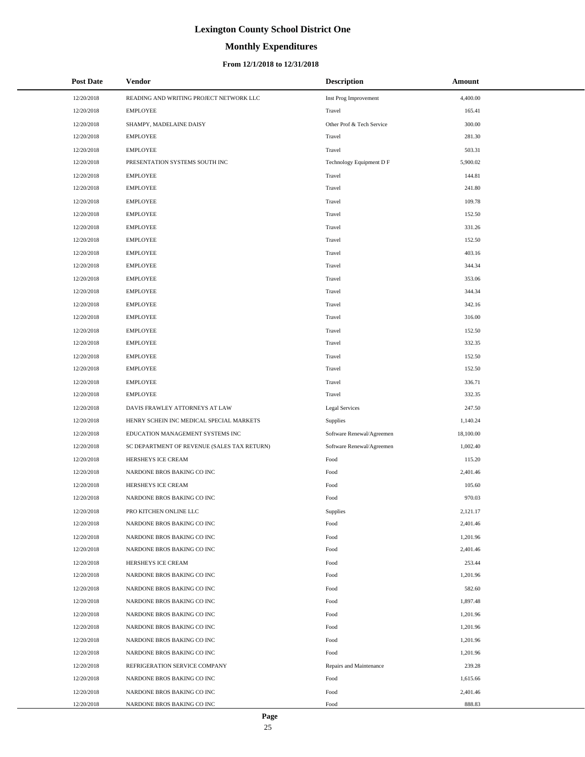# Lexington County School District One

## Monthly Expenditures

### From 12/1/2018 to 12/31/2018

| Post Date | Vendor | Description | Amount |
|---|---|---|---|
| 12/20/2018 | READING AND WRITING PROJECT NETWORK LLC | Inst Prog Improvement | 4,400.00 |
| 12/20/2018 | EMPLOYEE | Travel | 165.41 |
| 12/20/2018 | SHAMPY, MADELAINE DAISY | Other Prof & Tech Service | 300.00 |
| 12/20/2018 | EMPLOYEE | Travel | 281.30 |
| 12/20/2018 | EMPLOYEE | Travel | 503.31 |
| 12/20/2018 | PRESENTATION SYSTEMS SOUTH INC | Technology Equipment D F | 5,900.02 |
| 12/20/2018 | EMPLOYEE | Travel | 144.81 |
| 12/20/2018 | EMPLOYEE | Travel | 241.80 |
| 12/20/2018 | EMPLOYEE | Travel | 109.78 |
| 12/20/2018 | EMPLOYEE | Travel | 152.50 |
| 12/20/2018 | EMPLOYEE | Travel | 331.26 |
| 12/20/2018 | EMPLOYEE | Travel | 152.50 |
| 12/20/2018 | EMPLOYEE | Travel | 403.16 |
| 12/20/2018 | EMPLOYEE | Travel | 344.34 |
| 12/20/2018 | EMPLOYEE | Travel | 353.06 |
| 12/20/2018 | EMPLOYEE | Travel | 344.34 |
| 12/20/2018 | EMPLOYEE | Travel | 342.16 |
| 12/20/2018 | EMPLOYEE | Travel | 316.00 |
| 12/20/2018 | EMPLOYEE | Travel | 152.50 |
| 12/20/2018 | EMPLOYEE | Travel | 332.35 |
| 12/20/2018 | EMPLOYEE | Travel | 152.50 |
| 12/20/2018 | EMPLOYEE | Travel | 152.50 |
| 12/20/2018 | EMPLOYEE | Travel | 336.71 |
| 12/20/2018 | EMPLOYEE | Travel | 332.35 |
| 12/20/2018 | DAVIS FRAWLEY ATTORNEYS AT LAW | Legal Services | 247.50 |
| 12/20/2018 | HENRY SCHEIN INC MEDICAL SPECIAL MARKETS | Supplies | 1,140.24 |
| 12/20/2018 | EDUCATION MANAGEMENT SYSTEMS INC | Software Renewal/Agreemen | 18,100.00 |
| 12/20/2018 | SC DEPARTMENT OF REVENUE (SALES TAX RETURN) | Software Renewal/Agreemen | 1,002.40 |
| 12/20/2018 | HERSHEYS ICE CREAM | Food | 115.20 |
| 12/20/2018 | NARDONE BROS BAKING CO INC | Food | 2,401.46 |
| 12/20/2018 | HERSHEYS ICE CREAM | Food | 105.60 |
| 12/20/2018 | NARDONE BROS BAKING CO INC | Food | 970.03 |
| 12/20/2018 | PRO KITCHEN ONLINE LLC | Supplies | 2,121.17 |
| 12/20/2018 | NARDONE BROS BAKING CO INC | Food | 2,401.46 |
| 12/20/2018 | NARDONE BROS BAKING CO INC | Food | 1,201.96 |
| 12/20/2018 | NARDONE BROS BAKING CO INC | Food | 2,401.46 |
| 12/20/2018 | HERSHEYS ICE CREAM | Food | 253.44 |
| 12/20/2018 | NARDONE BROS BAKING CO INC | Food | 1,201.96 |
| 12/20/2018 | NARDONE BROS BAKING CO INC | Food | 582.60 |
| 12/20/2018 | NARDONE BROS BAKING CO INC | Food | 1,897.48 |
| 12/20/2018 | NARDONE BROS BAKING CO INC | Food | 1,201.96 |
| 12/20/2018 | NARDONE BROS BAKING CO INC | Food | 1,201.96 |
| 12/20/2018 | NARDONE BROS BAKING CO INC | Food | 1,201.96 |
| 12/20/2018 | NARDONE BROS BAKING CO INC | Food | 1,201.96 |
| 12/20/2018 | REFRIGERATION SERVICE COMPANY | Repairs and Maintenance | 239.28 |
| 12/20/2018 | NARDONE BROS BAKING CO INC | Food | 1,615.66 |
| 12/20/2018 | NARDONE BROS BAKING CO INC | Food | 2,401.46 |
| 12/20/2018 | NARDONE BROS BAKING CO INC | Food | 888.83 |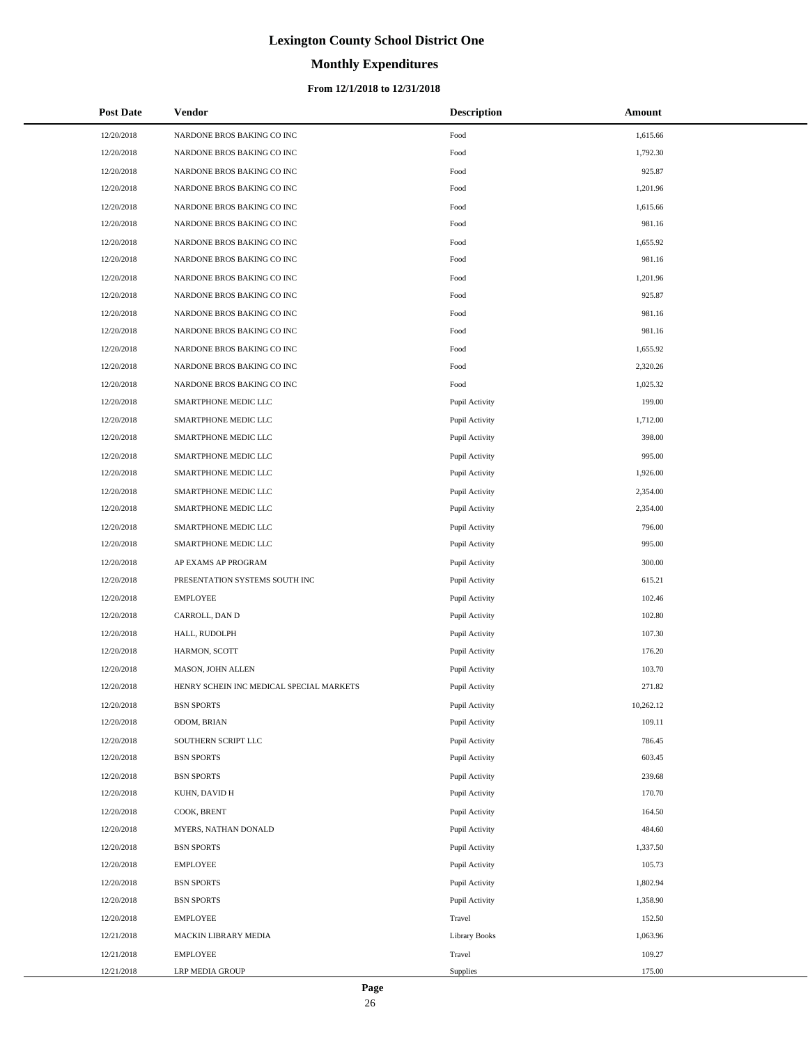# Lexington County School District One

## Monthly Expenditures

### From 12/1/2018 to 12/31/2018

| Post Date | Vendor | Description | Amount |
|---|---|---|---|
| 12/20/2018 | NARDONE BROS BAKING CO INC | Food | 1,615.66 |
| 12/20/2018 | NARDONE BROS BAKING CO INC | Food | 1,792.30 |
| 12/20/2018 | NARDONE BROS BAKING CO INC | Food | 925.87 |
| 12/20/2018 | NARDONE BROS BAKING CO INC | Food | 1,201.96 |
| 12/20/2018 | NARDONE BROS BAKING CO INC | Food | 1,615.66 |
| 12/20/2018 | NARDONE BROS BAKING CO INC | Food | 981.16 |
| 12/20/2018 | NARDONE BROS BAKING CO INC | Food | 1,655.92 |
| 12/20/2018 | NARDONE BROS BAKING CO INC | Food | 981.16 |
| 12/20/2018 | NARDONE BROS BAKING CO INC | Food | 1,201.96 |
| 12/20/2018 | NARDONE BROS BAKING CO INC | Food | 925.87 |
| 12/20/2018 | NARDONE BROS BAKING CO INC | Food | 981.16 |
| 12/20/2018 | NARDONE BROS BAKING CO INC | Food | 981.16 |
| 12/20/2018 | NARDONE BROS BAKING CO INC | Food | 1,655.92 |
| 12/20/2018 | NARDONE BROS BAKING CO INC | Food | 2,320.26 |
| 12/20/2018 | NARDONE BROS BAKING CO INC | Food | 1,025.32 |
| 12/20/2018 | SMARTPHONE MEDIC LLC | Pupil Activity | 199.00 |
| 12/20/2018 | SMARTPHONE MEDIC LLC | Pupil Activity | 1,712.00 |
| 12/20/2018 | SMARTPHONE MEDIC LLC | Pupil Activity | 398.00 |
| 12/20/2018 | SMARTPHONE MEDIC LLC | Pupil Activity | 995.00 |
| 12/20/2018 | SMARTPHONE MEDIC LLC | Pupil Activity | 1,926.00 |
| 12/20/2018 | SMARTPHONE MEDIC LLC | Pupil Activity | 2,354.00 |
| 12/20/2018 | SMARTPHONE MEDIC LLC | Pupil Activity | 2,354.00 |
| 12/20/2018 | SMARTPHONE MEDIC LLC | Pupil Activity | 796.00 |
| 12/20/2018 | SMARTPHONE MEDIC LLC | Pupil Activity | 995.00 |
| 12/20/2018 | AP EXAMS AP PROGRAM | Pupil Activity | 300.00 |
| 12/20/2018 | PRESENTATION SYSTEMS SOUTH INC | Pupil Activity | 615.21 |
| 12/20/2018 | EMPLOYEE | Pupil Activity | 102.46 |
| 12/20/2018 | CARROLL, DAN D | Pupil Activity | 102.80 |
| 12/20/2018 | HALL, RUDOLPH | Pupil Activity | 107.30 |
| 12/20/2018 | HARMON, SCOTT | Pupil Activity | 176.20 |
| 12/20/2018 | MASON, JOHN ALLEN | Pupil Activity | 103.70 |
| 12/20/2018 | HENRY SCHEIN INC MEDICAL SPECIAL MARKETS | Pupil Activity | 271.82 |
| 12/20/2018 | BSN SPORTS | Pupil Activity | 10,262.12 |
| 12/20/2018 | ODOM, BRIAN | Pupil Activity | 109.11 |
| 12/20/2018 | SOUTHERN SCRIPT LLC | Pupil Activity | 786.45 |
| 12/20/2018 | BSN SPORTS | Pupil Activity | 603.45 |
| 12/20/2018 | BSN SPORTS | Pupil Activity | 239.68 |
| 12/20/2018 | KUHN, DAVID H | Pupil Activity | 170.70 |
| 12/20/2018 | COOK, BRENT | Pupil Activity | 164.50 |
| 12/20/2018 | MYERS, NATHAN DONALD | Pupil Activity | 484.60 |
| 12/20/2018 | BSN SPORTS | Pupil Activity | 1,337.50 |
| 12/20/2018 | EMPLOYEE | Pupil Activity | 105.73 |
| 12/20/2018 | BSN SPORTS | Pupil Activity | 1,802.94 |
| 12/20/2018 | BSN SPORTS | Pupil Activity | 1,358.90 |
| 12/20/2018 | EMPLOYEE | Travel | 152.50 |
| 12/21/2018 | MACKIN LIBRARY MEDIA | Library Books | 1,063.96 |
| 12/21/2018 | EMPLOYEE | Travel | 109.27 |
| 12/21/2018 | LRP MEDIA GROUP | Supplies | 175.00 |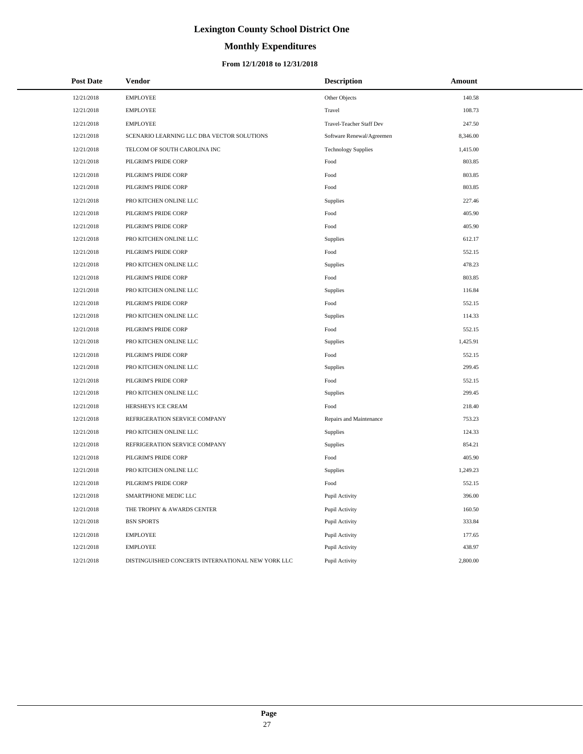# Lexington County School District One

## Monthly Expenditures

### From 12/1/2018 to 12/31/2018

| Post Date | Vendor | Description | Amount |
|---|---|---|---|
| 12/21/2018 | EMPLOYEE | Other Objects | 140.58 |
| 12/21/2018 | EMPLOYEE | Travel | 108.73 |
| 12/21/2018 | EMPLOYEE | Travel-Teacher Staff Dev | 247.50 |
| 12/21/2018 | SCENARIO LEARNING LLC DBA VECTOR SOLUTIONS | Software Renewal/Agreemen | 8,346.00 |
| 12/21/2018 | TELCOM OF SOUTH CAROLINA INC | Technology Supplies | 1,415.00 |
| 12/21/2018 | PILGRIM'S PRIDE CORP | Food | 803.85 |
| 12/21/2018 | PILGRIM'S PRIDE CORP | Food | 803.85 |
| 12/21/2018 | PILGRIM'S PRIDE CORP | Food | 803.85 |
| 12/21/2018 | PRO KITCHEN ONLINE LLC | Supplies | 227.46 |
| 12/21/2018 | PILGRIM'S PRIDE CORP | Food | 405.90 |
| 12/21/2018 | PILGRIM'S PRIDE CORP | Food | 405.90 |
| 12/21/2018 | PRO KITCHEN ONLINE LLC | Supplies | 612.17 |
| 12/21/2018 | PILGRIM'S PRIDE CORP | Food | 552.15 |
| 12/21/2018 | PRO KITCHEN ONLINE LLC | Supplies | 478.23 |
| 12/21/2018 | PILGRIM'S PRIDE CORP | Food | 803.85 |
| 12/21/2018 | PRO KITCHEN ONLINE LLC | Supplies | 116.84 |
| 12/21/2018 | PILGRIM'S PRIDE CORP | Food | 552.15 |
| 12/21/2018 | PRO KITCHEN ONLINE LLC | Supplies | 114.33 |
| 12/21/2018 | PILGRIM'S PRIDE CORP | Food | 552.15 |
| 12/21/2018 | PRO KITCHEN ONLINE LLC | Supplies | 1,425.91 |
| 12/21/2018 | PILGRIM'S PRIDE CORP | Food | 552.15 |
| 12/21/2018 | PRO KITCHEN ONLINE LLC | Supplies | 299.45 |
| 12/21/2018 | PILGRIM'S PRIDE CORP | Food | 552.15 |
| 12/21/2018 | PRO KITCHEN ONLINE LLC | Supplies | 299.45 |
| 12/21/2018 | HERSHEYS ICE CREAM | Food | 218.40 |
| 12/21/2018 | REFRIGERATION SERVICE COMPANY | Repairs and Maintenance | 753.23 |
| 12/21/2018 | PRO KITCHEN ONLINE LLC | Supplies | 124.33 |
| 12/21/2018 | REFRIGERATION SERVICE COMPANY | Supplies | 854.21 |
| 12/21/2018 | PILGRIM'S PRIDE CORP | Food | 405.90 |
| 12/21/2018 | PRO KITCHEN ONLINE LLC | Supplies | 1,249.23 |
| 12/21/2018 | PILGRIM'S PRIDE CORP | Food | 552.15 |
| 12/21/2018 | SMARTPHONE MEDIC LLC | Pupil Activity | 396.00 |
| 12/21/2018 | THE TROPHY & AWARDS CENTER | Pupil Activity | 160.50 |
| 12/21/2018 | BSN SPORTS | Pupil Activity | 333.84 |
| 12/21/2018 | EMPLOYEE | Pupil Activity | 177.65 |
| 12/21/2018 | EMPLOYEE | Pupil Activity | 438.97 |
| 12/21/2018 | DISTINGUISHED CONCERTS INTERNATIONAL NEW YORK LLC | Pupil Activity | 2,800.00 |